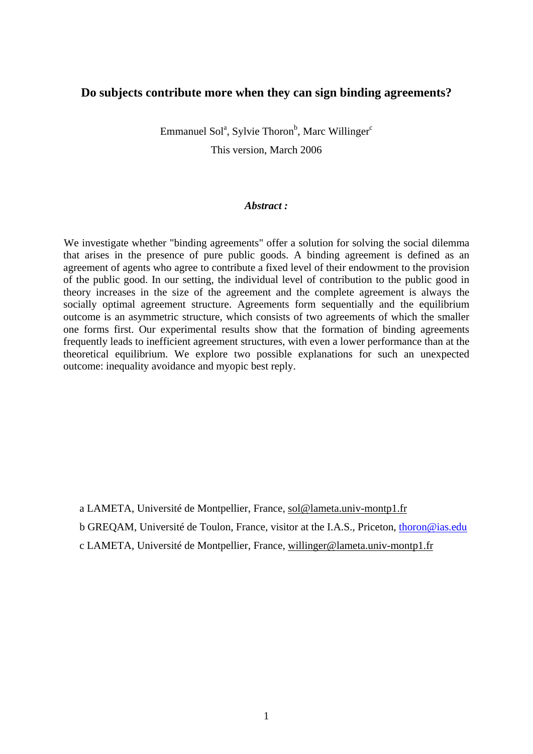# Do subjects contribute more when they can sign binding agreements?

Emmanuel Sol[a], Sylvie Thoron[b], Marc Willinger[c]

This version, March 2006

***Abstract :***

We investigate whether "binding agreements" offer a solution for solving the social dilemma that arises in the presence of pure public goods. A binding agreement is defined as an agreement of agents who agree to contribute a fixed level of their endowment to the provision of the public good. In our setting, the individual level of contribution to the public good in theory increases in the size of the agreement and the complete agreement is always the socially optimal agreement structure. Agreements form sequentially and the equilibrium outcome is an asymmetric structure, which consists of two agreements of which the smaller one forms first. Our experimental results show that the formation of binding agreements frequently leads to inefficient agreement structures, with even a lower performance than at the theoretical equilibrium. We explore two possible explanations for such an unexpected outcome: inequality avoidance and myopic best reply.

a LAMETA, Université de Montpellier, France, sol@lameta.univ-montp1.fr

b GREQAM, Université de Toulon, France, visitor at the I.A.S., Priceton, thoron@ias.edu

c LAMETA, Université de Montpellier, France, willinger@lameta.univ-montp1.fr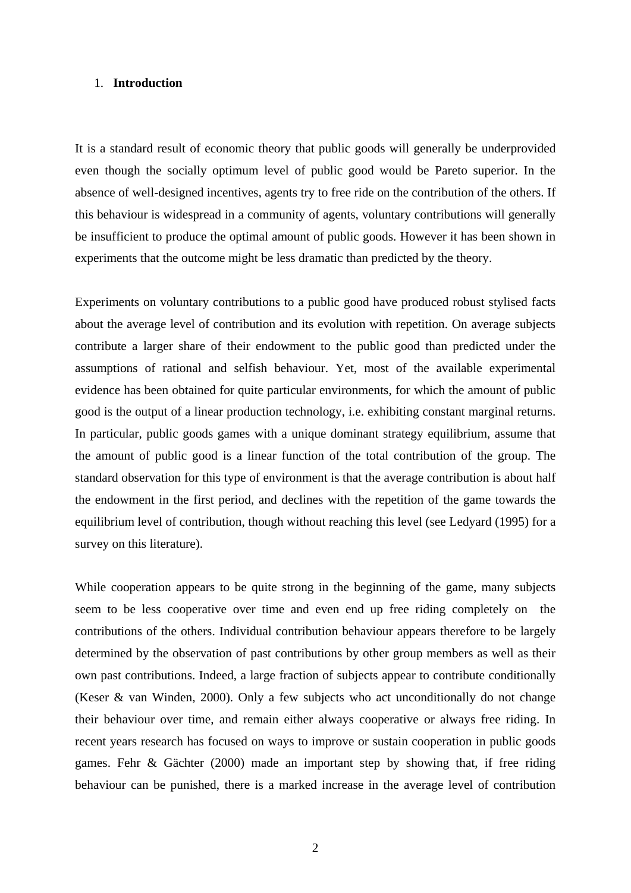# 1. **Introduction**

It is a standard result of economic theory that public goods will generally be underprovided even though the socially optimum level of public good would be Pareto superior. In the absence of well-designed incentives, agents try to free ride on the contribution of the others. If this behaviour is widespread in a community of agents, voluntary contributions will generally be insufficient to produce the optimal amount of public goods. However it has been shown in experiments that the outcome might be less dramatic than predicted by the theory.

Experiments on voluntary contributions to a public good have produced robust stylised facts about the average level of contribution and its evolution with repetition. On average subjects contribute a larger share of their endowment to the public good than predicted under the assumptions of rational and selfish behaviour. Yet, most of the available experimental evidence has been obtained for quite particular environments, for which the amount of public good is the output of a linear production technology, i.e. exhibiting constant marginal returns. In particular, public goods games with a unique dominant strategy equilibrium, assume that the amount of public good is a linear function of the total contribution of the group. The standard observation for this type of environment is that the average contribution is about half the endowment in the first period, and declines with the repetition of the game towards the equilibrium level of contribution, though without reaching this level (see Ledyard (1995) for a survey on this literature).

While cooperation appears to be quite strong in the beginning of the game, many subjects seem to be less cooperative over time and even end up free riding completely on the contributions of the others. Individual contribution behaviour appears therefore to be largely determined by the observation of past contributions by other group members as well as their own past contributions. Indeed, a large fraction of subjects appear to contribute conditionally (Keser & van Winden, 2000). Only a few subjects who act unconditionally do not change their behaviour over time, and remain either always cooperative or always free riding. In recent years research has focused on ways to improve or sustain cooperation in public goods games. Fehr & Gächter (2000) made an important step by showing that, if free riding behaviour can be punished, there is a marked increase in the average level of contribution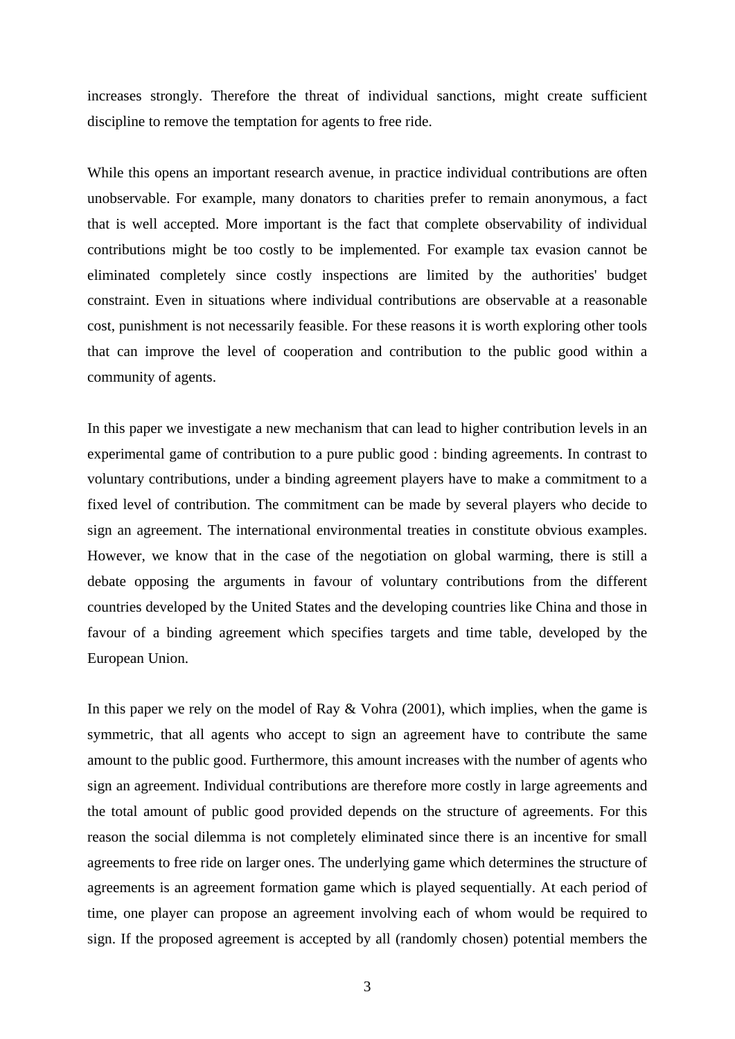increases strongly. Therefore the threat of individual sanctions, might create sufficient discipline to remove the temptation for agents to free ride.

While this opens an important research avenue, in practice individual contributions are often unobservable. For example, many donators to charities prefer to remain anonymous, a fact that is well accepted. More important is the fact that complete observability of individual contributions might be too costly to be implemented. For example tax evasion cannot be eliminated completely since costly inspections are limited by the authorities' budget constraint. Even in situations where individual contributions are observable at a reasonable cost, punishment is not necessarily feasible. For these reasons it is worth exploring other tools that can improve the level of cooperation and contribution to the public good within a community of agents.

In this paper we investigate a new mechanism that can lead to higher contribution levels in an experimental game of contribution to a pure public good : binding agreements. In contrast to voluntary contributions, under a binding agreement players have to make a commitment to a fixed level of contribution. The commitment can be made by several players who decide to sign an agreement. The international environmental treaties in constitute obvious examples. However, we know that in the case of the negotiation on global warming, there is still a debate opposing the arguments in favour of voluntary contributions from the different countries developed by the United States and the developing countries like China and those in favour of a binding agreement which specifies targets and time table, developed by the European Union.

In this paper we rely on the model of Ray & Vohra (2001), which implies, when the game is symmetric, that all agents who accept to sign an agreement have to contribute the same amount to the public good. Furthermore, this amount increases with the number of agents who sign an agreement. Individual contributions are therefore more costly in large agreements and the total amount of public good provided depends on the structure of agreements. For this reason the social dilemma is not completely eliminated since there is an incentive for small agreements to free ride on larger ones. The underlying game which determines the structure of agreements is an agreement formation game which is played sequentially. At each period of time, one player can propose an agreement involving each of whom would be required to sign. If the proposed agreement is accepted by all (randomly chosen) potential members the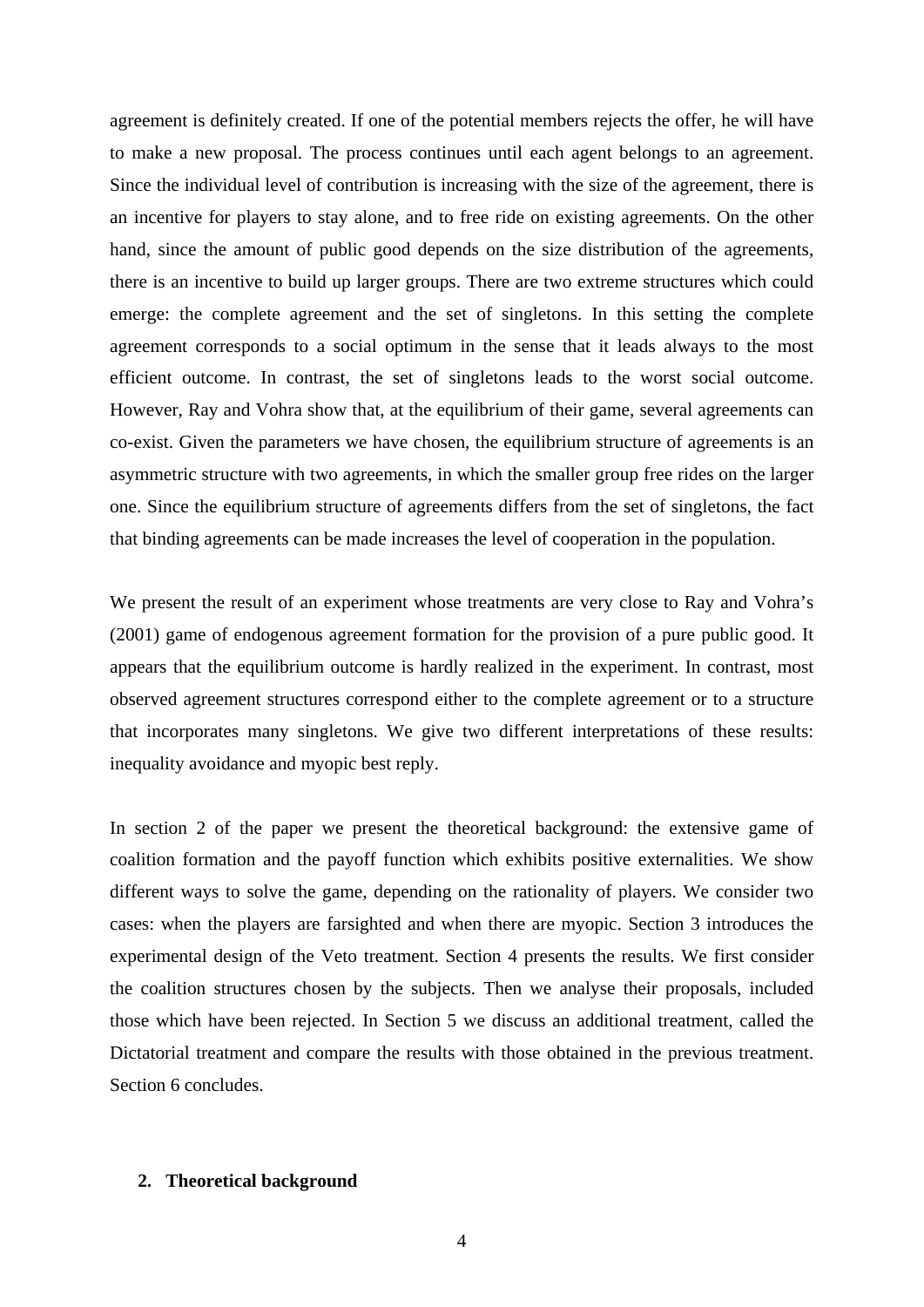agreement is definitely created. If one of the potential members rejects the offer, he will have to make a new proposal. The process continues until each agent belongs to an agreement. Since the individual level of contribution is increasing with the size of the agreement, there is an incentive for players to stay alone, and to free ride on existing agreements. On the other hand, since the amount of public good depends on the size distribution of the agreements, there is an incentive to build up larger groups. There are two extreme structures which could emerge: the complete agreement and the set of singletons. In this setting the complete agreement corresponds to a social optimum in the sense that it leads always to the most efficient outcome. In contrast, the set of singletons leads to the worst social outcome. However, Ray and Vohra show that, at the equilibrium of their game, several agreements can co-exist. Given the parameters we have chosen, the equilibrium structure of agreements is an asymmetric structure with two agreements, in which the smaller group free rides on the larger one. Since the equilibrium structure of agreements differs from the set of singletons, the fact that binding agreements can be made increases the level of cooperation in the population.

We present the result of an experiment whose treatments are very close to Ray and Vohra's (2001) game of endogenous agreement formation for the provision of a pure public good. It appears that the equilibrium outcome is hardly realized in the experiment. In contrast, most observed agreement structures correspond either to the complete agreement or to a structure that incorporates many singletons. We give two different interpretations of these results: inequality avoidance and myopic best reply.

In section 2 of the paper we present the theoretical background: the extensive game of coalition formation and the payoff function which exhibits positive externalities. We show different ways to solve the game, depending on the rationality of players. We consider two cases: when the players are farsighted and when there are myopic. Section 3 introduces the experimental design of the Veto treatment. Section 4 presents the results. We first consider the coalition structures chosen by the subjects. Then we analyse their proposals, included those which have been rejected. In Section 5 we discuss an additional treatment, called the Dictatorial treatment and compare the results with those obtained in the previous treatment. Section 6 concludes.

## 2. Theoretical background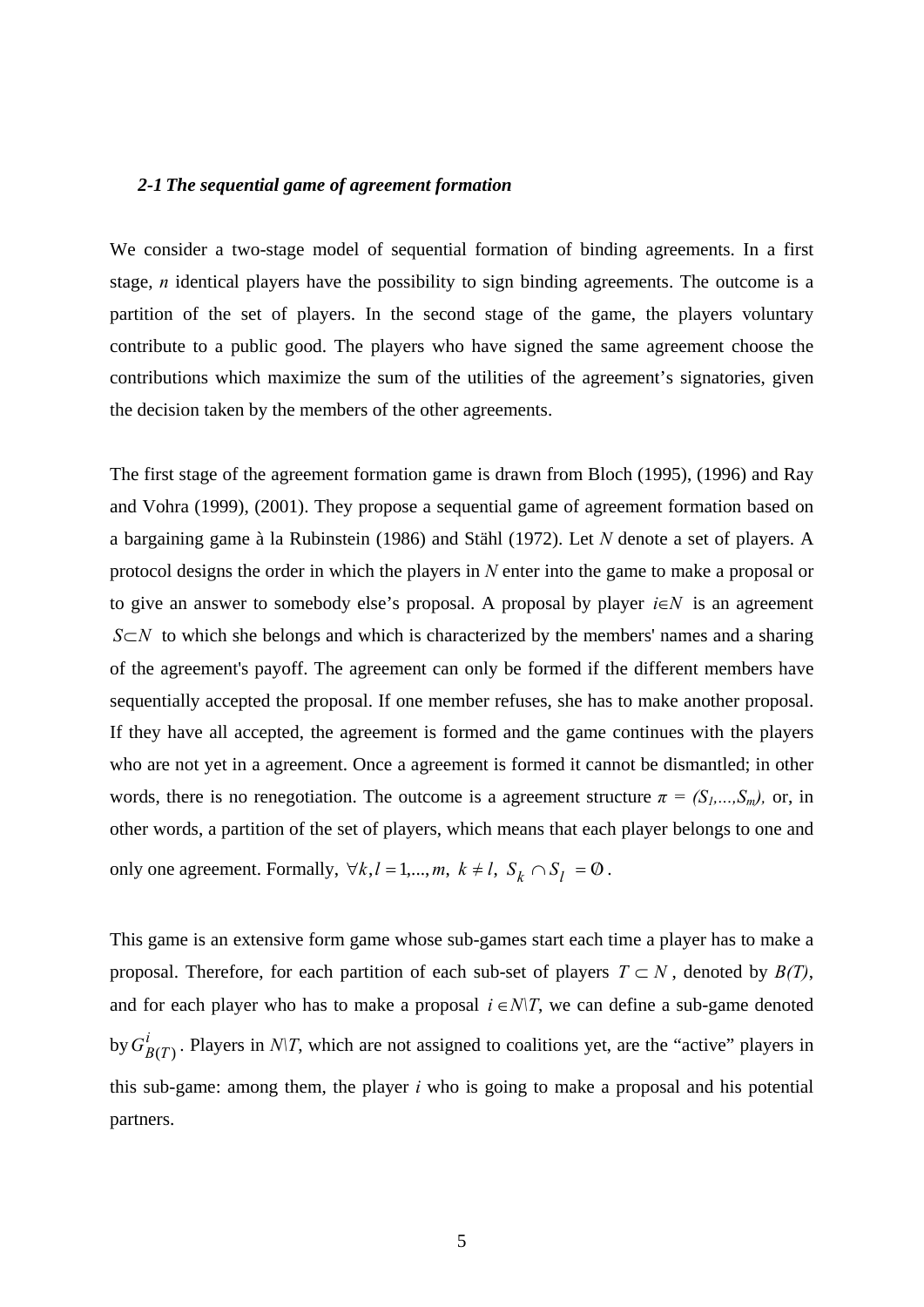### *2-1 The sequential game of agreement formation*

We consider a two-stage model of sequential formation of binding agreements. In a first stage, $n$ identical players have the possibility to sign binding agreements. The outcome is a partition of the set of players. In the second stage of the game, the players voluntary contribute to a public good. The players who have signed the same agreement choose the contributions which maximize the sum of the utilities of the agreement's signatories, given the decision taken by the members of the other agreements.

The first stage of the agreement formation game is drawn from Bloch (1995), (1996) and Ray and Vohra (1999), (2001). They propose a sequential game of agreement formation based on a bargaining game à la Rubinstein (1986) and Stähl (1972). Let $N$ denote a set of players. A protocol designs the order in which the players in $N$ enter into the game to make a proposal or to give an answer to somebody else's proposal. A proposal by player $i \in N$ is an agreement $S \subset N$ to which she belongs and which is characterized by the members' names and a sharing of the agreement's payoff. The agreement can only be formed if the different members have sequentially accepted the proposal. If one member refuses, she has to make another proposal. If they have all accepted, the agreement is formed and the game continues with the players who are not yet in a agreement. Once a agreement is formed it cannot be dismantled; in other words, there is no renegotiation. The outcome is a agreement structure $\pi = (S_1,...,S_m)$, or, in other words, a partition of the set of players, which means that each player belongs to one and only one agreement. Formally, $\forall k,l = 1,...,m,\ k \neq l,\ S_k \cap S_l = \emptyset$.

This game is an extensive form game whose sub-games start each time a player has to make a proposal. Therefore, for each partition of each sub-set of players $T \subset N$, denoted by $B(T)$, and for each player who has to make a proposal $i \in N \backslash T$, we can define a sub-game denoted by $G^i_{B(T)}$. Players in $N \backslash T$, which are not assigned to coalitions yet, are the "active" players in this sub-game: among them, the player $i$ who is going to make a proposal and his potential partners.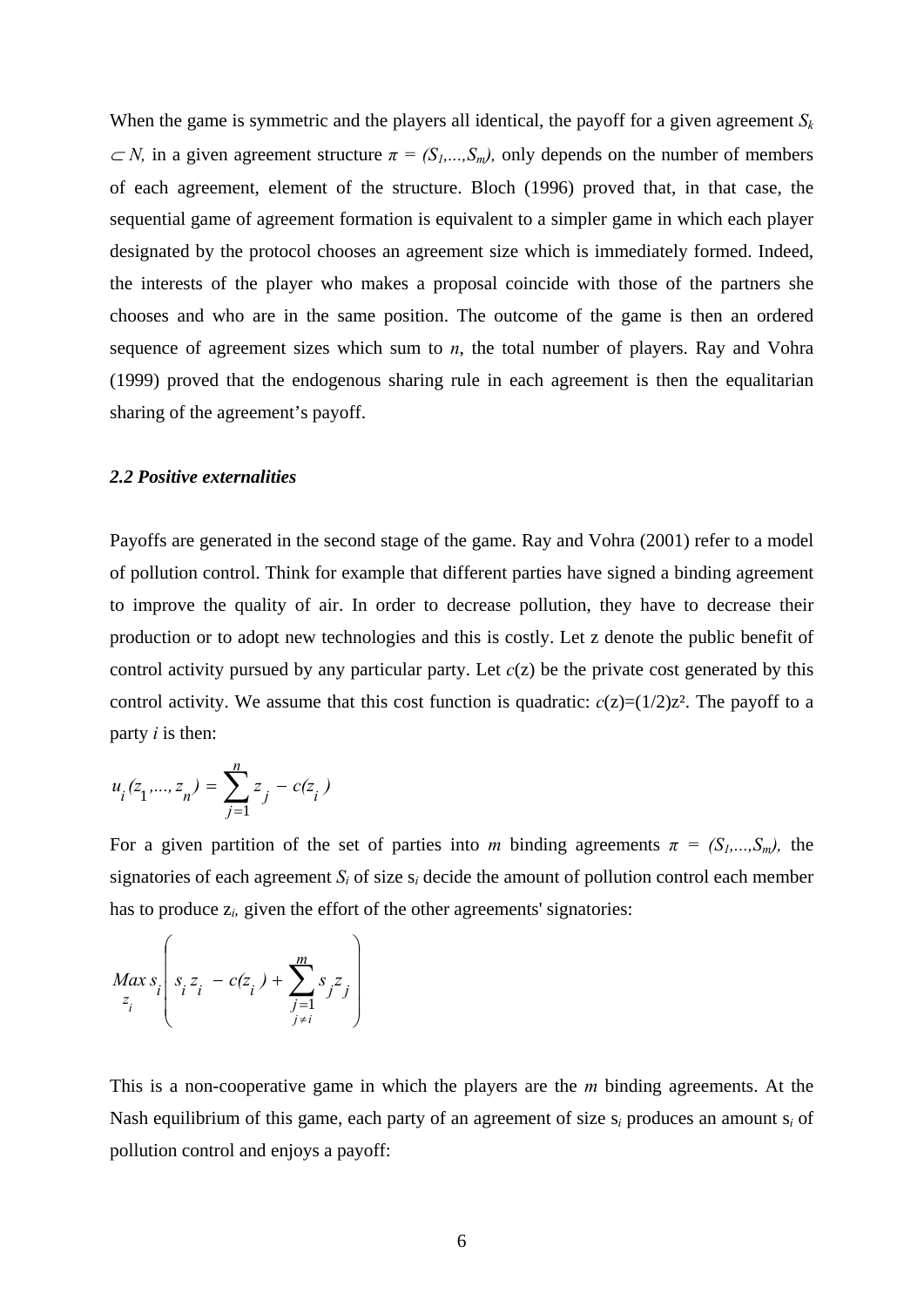When the game is symmetric and the players all identical, the payoff for a given agreement $S_k \subset N$, in a given agreement structure $\pi = (S_1,...,S_m)$, only depends on the number of members of each agreement, element of the structure. Bloch (1996) proved that, in that case, the sequential game of agreement formation is equivalent to a simpler game in which each player designated by the protocol chooses an agreement size which is immediately formed. Indeed, the interests of the player who makes a proposal coincide with those of the partners she chooses and who are in the same position. The outcome of the game is then an ordered sequence of agreement sizes which sum to $n$, the total number of players. Ray and Vohra (1999) proved that the endogenous sharing rule in each agreement is then the equalitarian sharing of the agreement's payoff.

### *2.2 Positive externalities*

Payoffs are generated in the second stage of the game. Ray and Vohra (2001) refer to a model of pollution control. Think for example that different parties have signed a binding agreement to improve the quality of air. In order to decrease pollution, they have to decrease their production or to adopt new technologies and this is costly. Let z denote the public benefit of control activity pursued by any particular party. Let $c(z)$ be the private cost generated by this control activity. We assume that this cost function is quadratic: $c(z)=(1/2)z^2$. The payoff to a party $i$ is then:

$$u_i(z_1,...,z_n) = \sum_{j=1}^{n} z_j - c(z_i)$$

For a given partition of the set of parties into $m$ binding agreements $\pi = (S_1,...,S_m)$, the signatories of each agreement $S_i$ of size $s_i$ decide the amount of pollution control each member has to produce $z_i$, given the effort of the other agreements' signatories:

$$\underset{z_i}{Max}\, s_i \left( s_i z_i - c(z_i) + \sum_{\substack{j=1 \\ j \neq i}}^{m} s_j z_j \right)$$

This is a non-cooperative game in which the players are the $m$ binding agreements. At the Nash equilibrium of this game, each party of an agreement of size $s_i$ produces an amount $s_i$ of pollution control and enjoys a payoff: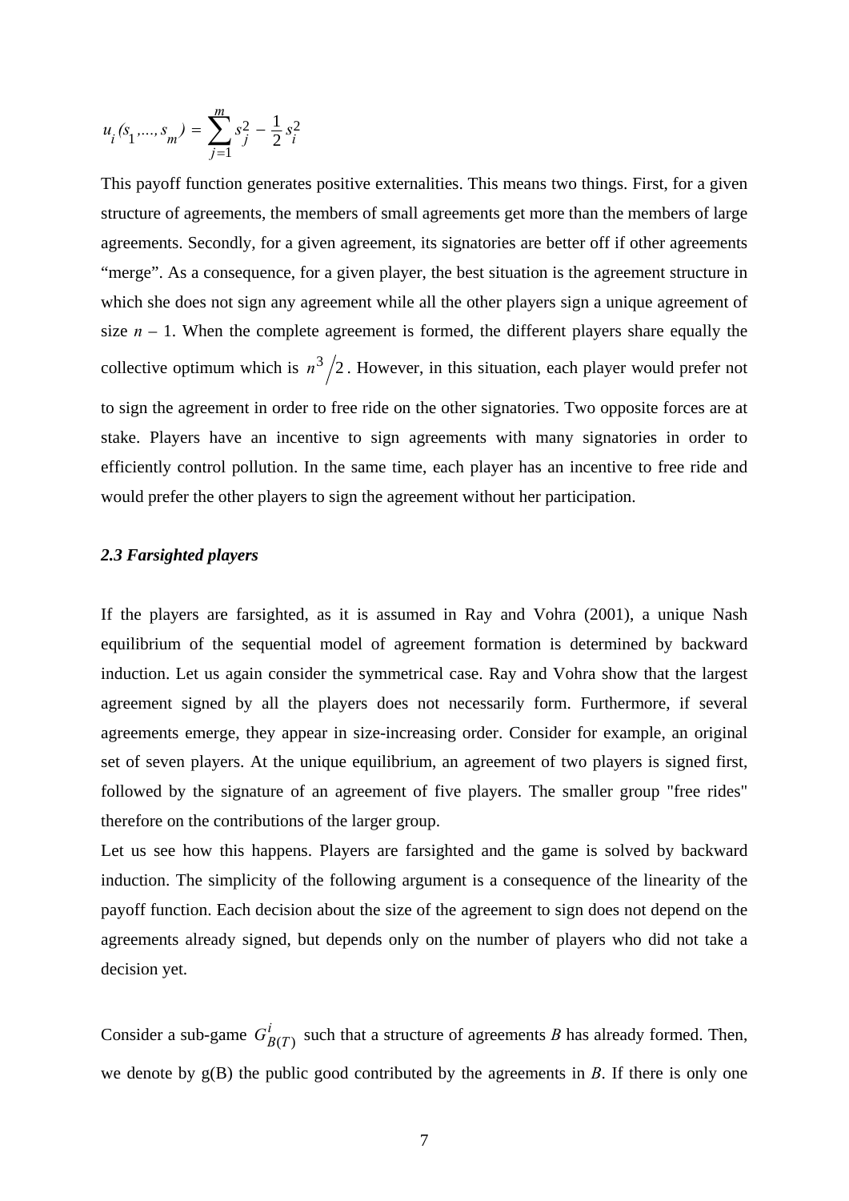$$u_i(s_1,\ldots,s_m) = \sum_{j=1}^{m} s_j^2 - \frac{1}{2} s_i^2$$

This payoff function generates positive externalities. This means two things. First, for a given structure of agreements, the members of small agreements get more than the members of large agreements. Secondly, for a given agreement, its signatories are better off if other agreements "merge". As a consequence, for a given player, the best situation is the agreement structure in which she does not sign any agreement while all the other players sign a unique agreement of size $n - 1$. When the complete agreement is formed, the different players share equally the collective optimum which is $n^3 / 2$. However, in this situation, each player would prefer not to sign the agreement in order to free ride on the other signatories. Two opposite forces are at stake. Players have an incentive to sign agreements with many signatories in order to efficiently control pollution. In the same time, each player has an incentive to free ride and would prefer the other players to sign the agreement without her participation.

### *2.3 Farsighted players*

If the players are farsighted, as it is assumed in Ray and Vohra (2001), a unique Nash equilibrium of the sequential model of agreement formation is determined by backward induction. Let us again consider the symmetrical case. Ray and Vohra show that the largest agreement signed by all the players does not necessarily form. Furthermore, if several agreements emerge, they appear in size-increasing order. Consider for example, an original set of seven players. At the unique equilibrium, an agreement of two players is signed first, followed by the signature of an agreement of five players. The smaller group "free rides" therefore on the contributions of the larger group.

Let us see how this happens. Players are farsighted and the game is solved by backward induction. The simplicity of the following argument is a consequence of the linearity of the payoff function. Each decision about the size of the agreement to sign does not depend on the agreements already signed, but depends only on the number of players who did not take a decision yet.

Consider a sub-game $G^i_{B(T)}$ such that a structure of agreements $B$ has already formed. Then, we denote by g(B) the public good contributed by the agreements in $B$. If there is only one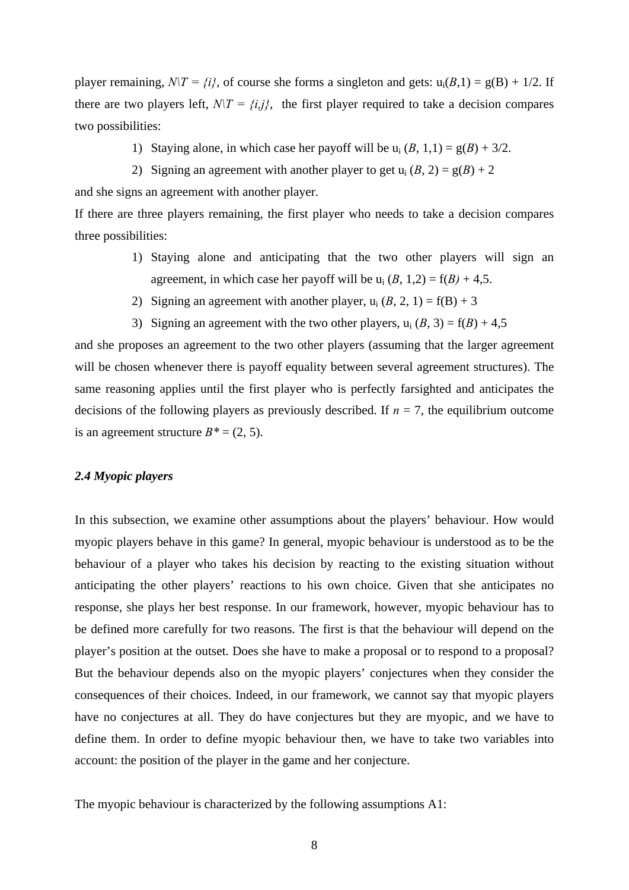player remaining, $N\backslash T = \{i\}$, of course she forms a singleton and gets: $u_i(B,1) = g(B) + 1/2$. If there are two players left, $N\backslash T = \{i,j\}$, the first player required to take a decision compares two possibilities:

1) Staying alone, in which case her payoff will be $u_i(B, 1,1) = g(B) + 3/2$.
2) Signing an agreement with another player to get $u_i(B, 2) = g(B) + 2$

and she signs an agreement with another player.

If there are three players remaining, the first player who needs to take a decision compares three possibilities:

1) Staying alone and anticipating that the two other players will sign an agreement, in which case her payoff will be $u_i(B, 1,2) = f(B) + 4{,}5$.
2) Signing an agreement with another player, $u_i(B, 2, 1) = f(B) + 3$
3) Signing an agreement with the two other players, $u_i(B, 3) = f(B) + 4{,}5$

and she proposes an agreement to the two other players (assuming that the larger agreement will be chosen whenever there is payoff equality between several agreement structures). The same reasoning applies until the first player who is perfectly farsighted and anticipates the decisions of the following players as previously described. If $n = 7$, the equilibrium outcome is an agreement structure $B^* = (2, 5)$.

### *2.4 Myopic players*

In this subsection, we examine other assumptions about the players' behaviour. How would myopic players behave in this game? In general, myopic behaviour is understood as to be the behaviour of a player who takes his decision by reacting to the existing situation without anticipating the other players' reactions to his own choice. Given that she anticipates no response, she plays her best response. In our framework, however, myopic behaviour has to be defined more carefully for two reasons. The first is that the behaviour will depend on the player's position at the outset. Does she have to make a proposal or to respond to a proposal? But the behaviour depends also on the myopic players' conjectures when they consider the consequences of their choices. Indeed, in our framework, we cannot say that myopic players have no conjectures at all. They do have conjectures but they are myopic, and we have to define them. In order to define myopic behaviour then, we have to take two variables into account: the position of the player in the game and her conjecture.

The myopic behaviour is characterized by the following assumptions A1: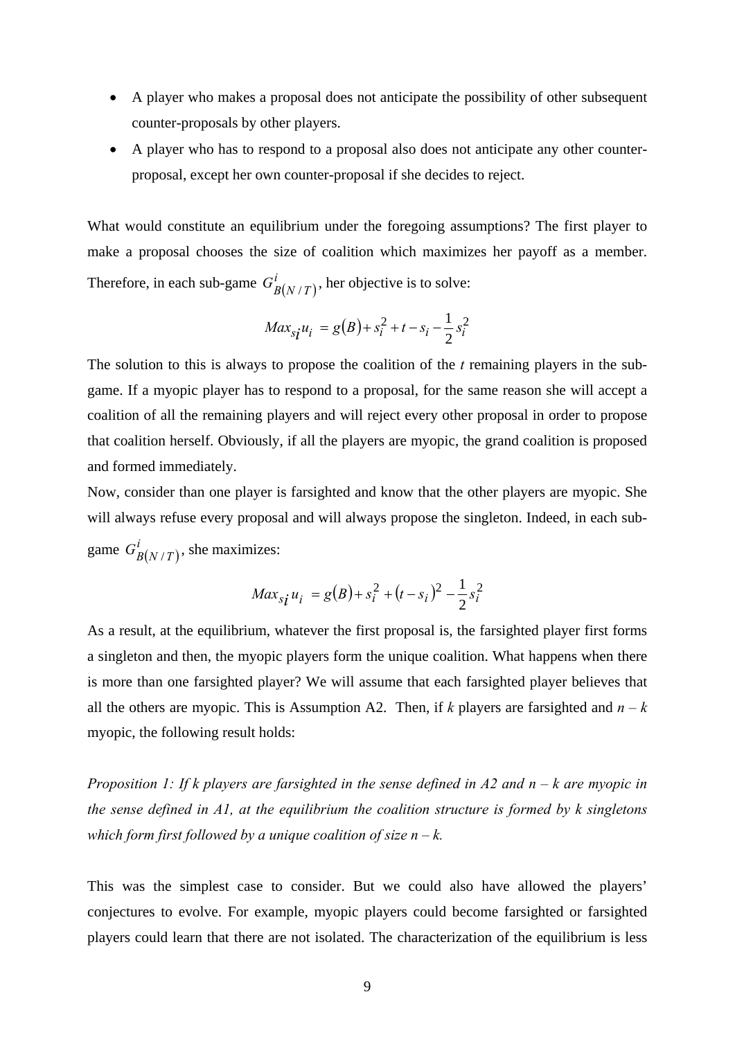- A player who makes a proposal does not anticipate the possibility of other subsequent counter-proposals by other players.
- A player who has to respond to a proposal also does not anticipate any other counter-proposal, except her own counter-proposal if she decides to reject.

What would constitute an equilibrium under the foregoing assumptions? The first player to make a proposal chooses the size of coalition which maximizes her payoff as a member. Therefore, in each sub-game $G^{i}_{B(N/T)}$, her objective is to solve:

$$Max_{s_i} u_i = g(B) + s_i^2 + t - s_i - \frac{1}{2} s_i^2$$

The solution to this is always to propose the coalition of the *t* remaining players in the sub-game. If a myopic player has to respond to a proposal, for the same reason she will accept a coalition of all the remaining players and will reject every other proposal in order to propose that coalition herself. Obviously, if all the players are myopic, the grand coalition is proposed and formed immediately.

Now, consider than one player is farsighted and know that the other players are myopic. She will always refuse every proposal and will always propose the singleton. Indeed, in each sub-game $G^{i}_{B(N/T)}$, she maximizes:

$$Max_{s_i} u_i = g(B) + s_i^2 + (t - s_i)^2 - \frac{1}{2} s_i^2$$

As a result, at the equilibrium, whatever the first proposal is, the farsighted player first forms a singleton and then, the myopic players form the unique coalition. What happens when there is more than one farsighted player? We will assume that each farsighted player believes that all the others are myopic. This is Assumption A2. Then, if *k* players are farsighted and *n* – *k* myopic, the following result holds:

*Proposition 1: If k players are farsighted in the sense defined in A2 and n – k are myopic in the sense defined in A1, at the equilibrium the coalition structure is formed by k singletons which form first followed by a unique coalition of size n – k.*

This was the simplest case to consider. But we could also have allowed the players' conjectures to evolve. For example, myopic players could become farsighted or farsighted players could learn that there are not isolated. The characterization of the equilibrium is less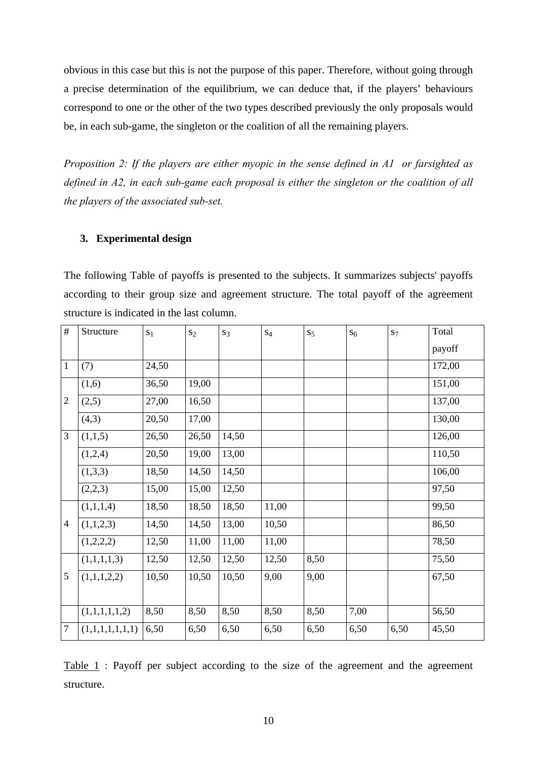obvious in this case but this is not the purpose of this paper. Therefore, without going through a precise determination of the equilibrium, we can deduce that, if the players' behaviours correspond to one or the other of the two types described previously the only proposals would be, in each sub-game, the singleton or the coalition of all the remaining players.

*Proposition 2: If the players are either myopic in the sense defined in A1 or farsighted as defined in A2, in each sub-game each proposal is either the singleton or the coalition of all the players of the associated sub-set.*

### 3. Experimental design

The following Table of payoffs is presented to the subjects. It summarizes subjects' payoffs according to their group size and agreement structure. The total payoff of the agreement structure is indicated in the last column.

| # | Structure | $s_1$ | $s_2$ | $s_3$ | $s_4$ | $s_5$ | $s_6$ | $s_7$ | Total payoff |
|---|---|---|---|---|---|---|---|---|---|
| 1 | (7) | 24,50 | | | | | | | 172,00 |
| 2 | (1,6) | 36,50 | 19,00 | | | | | | 151,00 |
| | (2,5) | 27,00 | 16,50 | | | | | | 137,00 |
| | (4,3) | 20,50 | 17,00 | | | | | | 130,00 |
| 3 | (1,1,5) | 26,50 | 26,50 | 14,50 | | | | | 126,00 |
| | (1,2,4) | 20,50 | 19,00 | 13,00 | | | | | 110,50 |
| | (1,3,3) | 18,50 | 14,50 | 14,50 | | | | | 106,00 |
| | (2,2,3) | 15,00 | 15,00 | 12,50 | | | | | 97,50 |
| 4 | (1,1,1,4) | 18,50 | 18,50 | 18,50 | 11,00 | | | | 99,50 |
| | (1,1,2,3) | 14,50 | 14,50 | 13,00 | 10,50 | | | | 86,50 |
| | (1,2,2,2) | 12,50 | 11,00 | 11,00 | 11,00 | | | | 78,50 |
| 5 | (1,1,1,1,3) | 12,50 | 12,50 | 12,50 | 12,50 | 8,50 | | | 75,50 |
| | (1,1,1,2,2) | 10,50 | 10,50 | 10,50 | 9,00 | 9,00 | | | 67,50 |
| | (1,1,1,1,1,2) | 8,50 | 8,50 | 8,50 | 8,50 | 8,50 | 7,00 | | 56,50 |
| 7 | (1,1,1,1,1,1,1) | 6,50 | 6,50 | 6,50 | 6,50 | 6,50 | 6,50 | 6,50 | 45,50 |

Table 1 : Payoff per subject according to the size of the agreement and the agreement structure.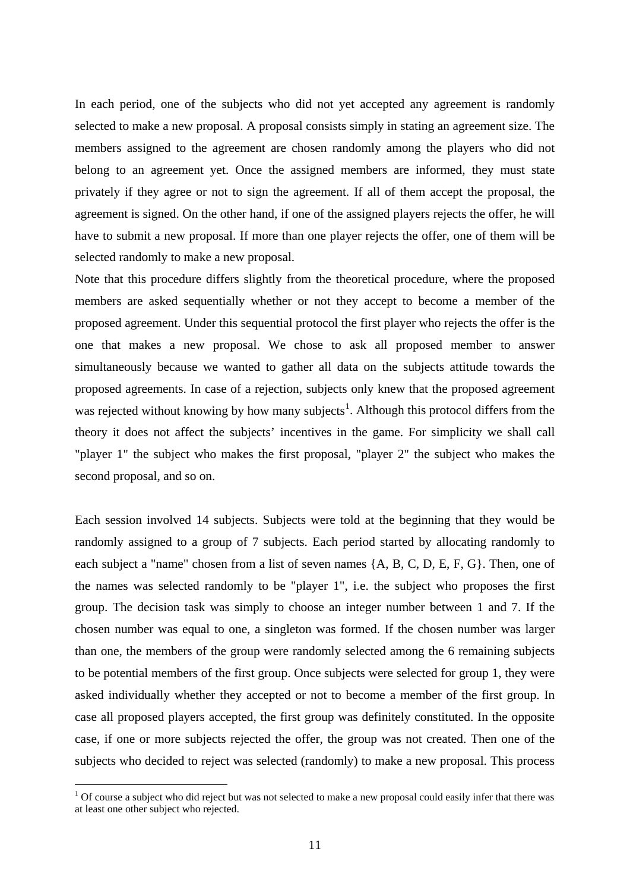In each period, one of the subjects who did not yet accepted any agreement is randomly selected to make a new proposal. A proposal consists simply in stating an agreement size. The members assigned to the agreement are chosen randomly among the players who did not belong to an agreement yet. Once the assigned members are informed, they must state privately if they agree or not to sign the agreement. If all of them accept the proposal, the agreement is signed. On the other hand, if one of the assigned players rejects the offer, he will have to submit a new proposal. If more than one player rejects the offer, one of them will be selected randomly to make a new proposal.

Note that this procedure differs slightly from the theoretical procedure, where the proposed members are asked sequentially whether or not they accept to become a member of the proposed agreement. Under this sequential protocol the first player who rejects the offer is the one that makes a new proposal. We chose to ask all proposed member to answer simultaneously because we wanted to gather all data on the subjects attitude towards the proposed agreements. In case of a rejection, subjects only knew that the proposed agreement was rejected without knowing by how many subjects[1]. Although this protocol differs from the theory it does not affect the subjects' incentives in the game. For simplicity we shall call "player 1" the subject who makes the first proposal, "player 2" the subject who makes the second proposal, and so on.

Each session involved 14 subjects. Subjects were told at the beginning that they would be randomly assigned to a group of 7 subjects. Each period started by allocating randomly to each subject a "name" chosen from a list of seven names {A, B, C, D, E, F, G}. Then, one of the names was selected randomly to be "player 1", i.e. the subject who proposes the first group. The decision task was simply to choose an integer number between 1 and 7. If the chosen number was equal to one, a singleton was formed. If the chosen number was larger than one, the members of the group were randomly selected among the 6 remaining subjects to be potential members of the first group. Once subjects were selected for group 1, they were asked individually whether they accepted or not to become a member of the first group. In case all proposed players accepted, the first group was definitely constituted. In the opposite case, if one or more subjects rejected the offer, the group was not created. Then one of the subjects who decided to reject was selected (randomly) to make a new proposal. This process

[1] Of course a subject who did reject but was not selected to make a new proposal could easily infer that there was at least one other subject who rejected.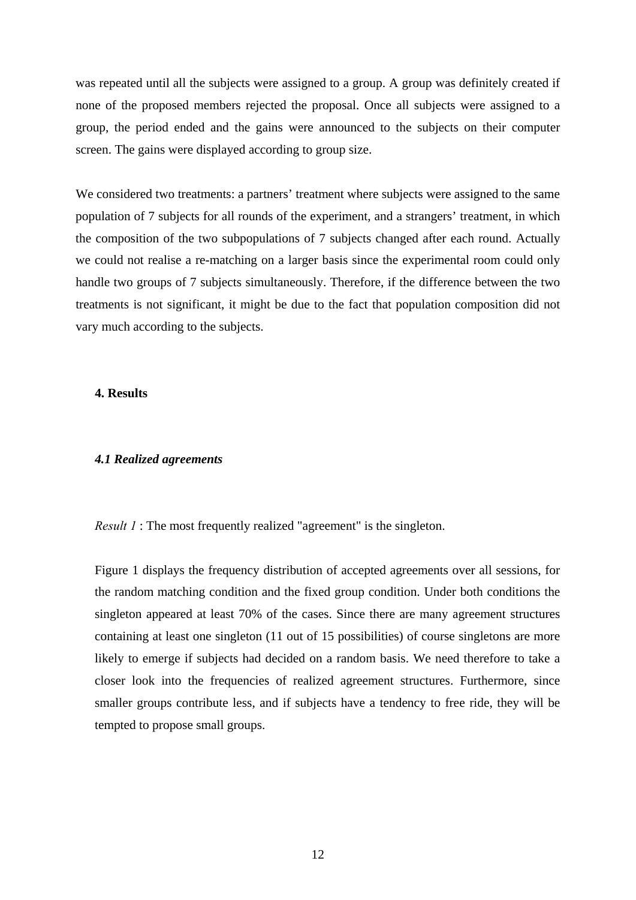was repeated until all the subjects were assigned to a group. A group was definitely created if none of the proposed members rejected the proposal. Once all subjects were assigned to a group, the period ended and the gains were announced to the subjects on their computer screen. The gains were displayed according to group size.

We considered two treatments: a partners' treatment where subjects were assigned to the same population of 7 subjects for all rounds of the experiment, and a strangers' treatment, in which the composition of the two subpopulations of 7 subjects changed after each round. Actually we could not realise a re-matching on a larger basis since the experimental room could only handle two groups of 7 subjects simultaneously. Therefore, if the difference between the two treatments is not significant, it might be due to the fact that population composition did not vary much according to the subjects.

## 4. Results

### *4.1 Realized agreements*

*Result 1* : The most frequently realized "agreement" is the singleton.

Figure 1 displays the frequency distribution of accepted agreements over all sessions, for the random matching condition and the fixed group condition. Under both conditions the singleton appeared at least 70% of the cases. Since there are many agreement structures containing at least one singleton (11 out of 15 possibilities) of course singletons are more likely to emerge if subjects had decided on a random basis. We need therefore to take a closer look into the frequencies of realized agreement structures. Furthermore, since smaller groups contribute less, and if subjects have a tendency to free ride, they will be tempted to propose small groups.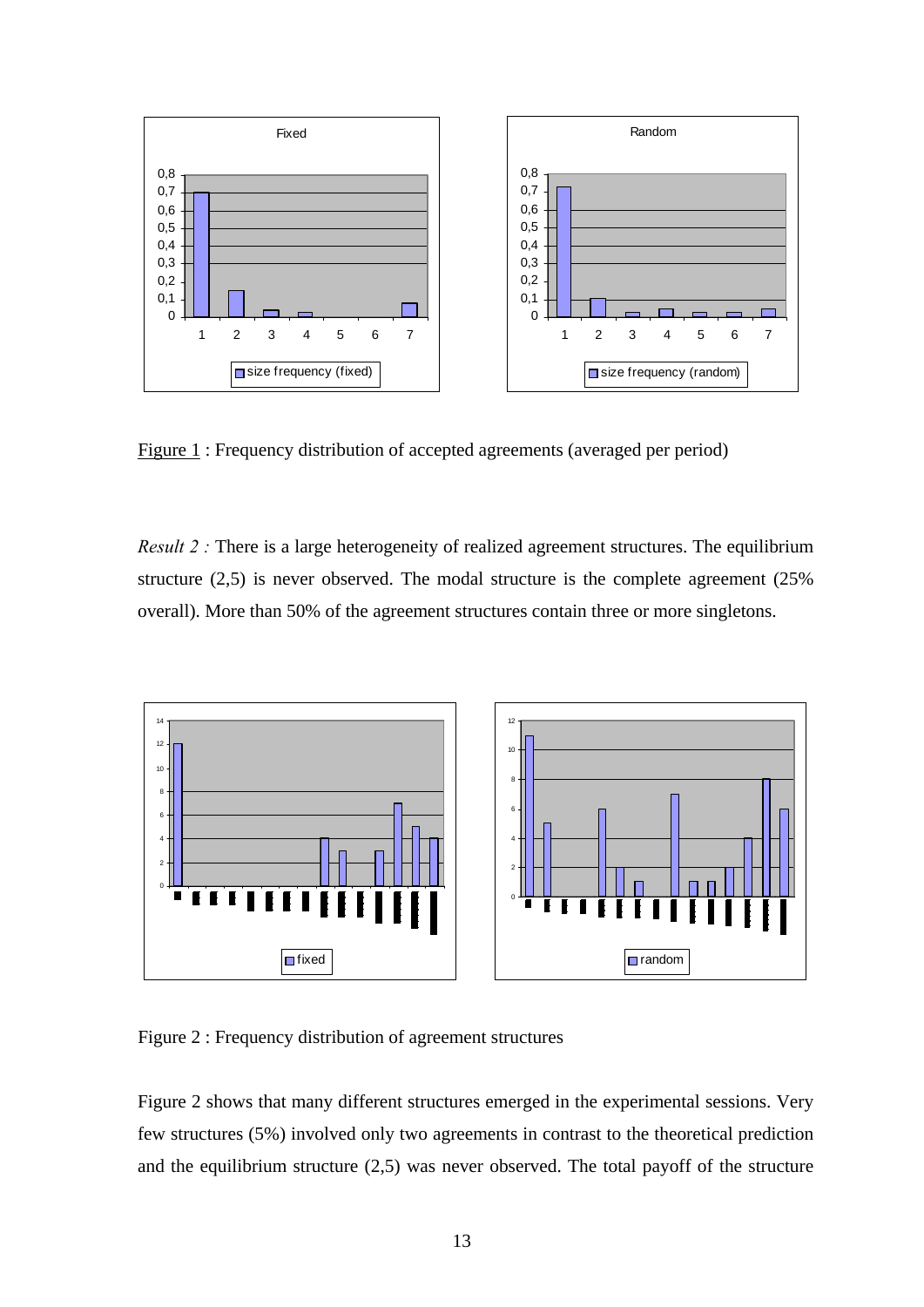Figure 1 : Frequency distribution of accepted agreements (averaged per period)

*Result 2 :* There is a large heterogeneity of realized agreement structures. The equilibrium structure (2,5) is never observed. The modal structure is the complete agreement (25% overall). More than 50% of the agreement structures contain three or more singletons.

Figure 2 : Frequency distribution of agreement structures

Figure 2 shows that many different structures emerged in the experimental sessions. Very few structures (5%) involved only two agreements in contrast to the theoretical prediction and the equilibrium structure (2,5) was never observed. The total payoff of the structure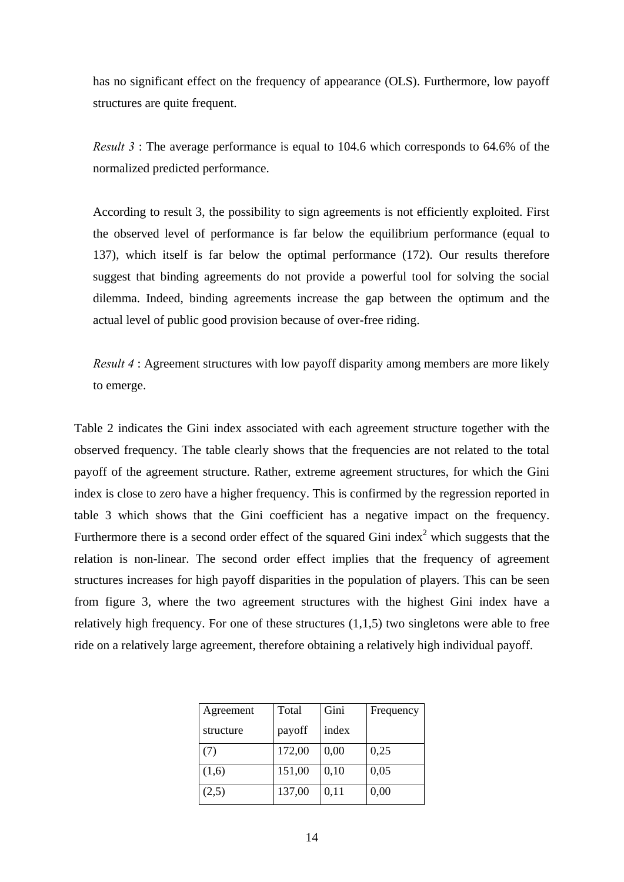has no significant effect on the frequency of appearance (OLS). Furthermore, low payoff structures are quite frequent.

*Result 3* : The average performance is equal to 104.6 which corresponds to 64.6% of the normalized predicted performance.

According to result 3, the possibility to sign agreements is not efficiently exploited. First the observed level of performance is far below the equilibrium performance (equal to 137), which itself is far below the optimal performance (172). Our results therefore suggest that binding agreements do not provide a powerful tool for solving the social dilemma. Indeed, binding agreements increase the gap between the optimum and the actual level of public good provision because of over-free riding.

*Result 4* : Agreement structures with low payoff disparity among members are more likely to emerge.

Table 2 indicates the Gini index associated with each agreement structure together with the observed frequency. The table clearly shows that the frequencies are not related to the total payoff of the agreement structure. Rather, extreme agreement structures, for which the Gini index is close to zero have a higher frequency. This is confirmed by the regression reported in table 3 which shows that the Gini coefficient has a negative impact on the frequency. Furthermore there is a second order effect of the squared Gini index[2] which suggests that the relation is non-linear. The second order effect implies that the frequency of agreement structures increases for high payoff disparities in the population of players. This can be seen from figure 3, where the two agreement structures with the highest Gini index have a relatively high frequency. For one of these structures (1,1,5) two singletons were able to free ride on a relatively large agreement, therefore obtaining a relatively high individual payoff.

| Agreement structure | Total payoff | Gini index | Frequency |
|---|---|---|---|
| (7) | 172,00 | 0,00 | 0,25 |
| (1,6) | 151,00 | 0,10 | 0,05 |
| (2,5) | 137,00 | 0,11 | 0,00 |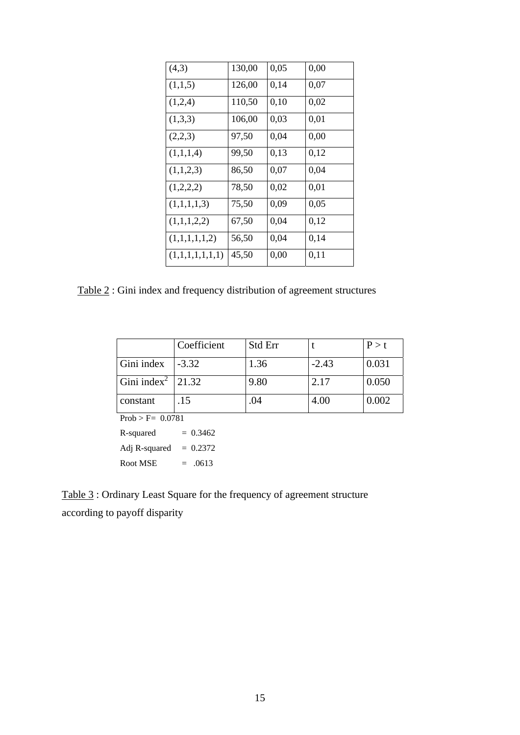| (4,3) | 130,00 | 0,05 | 0,00 |
|---|---|---|---|
| (1,1,5) | 126,00 | 0,14 | 0,07 |
| (1,2,4) | 110,50 | 0,10 | 0,02 |
| (1,3,3) | 106,00 | 0,03 | 0,01 |
| (2,2,3) | 97,50 | 0,04 | 0,00 |
| (1,1,1,4) | 99,50 | 0,13 | 0,12 |
| (1,1,2,3) | 86,50 | 0,07 | 0,04 |
| (1,2,2,2) | 78,50 | 0,02 | 0,01 |
| (1,1,1,1,3) | 75,50 | 0,09 | 0,05 |
| (1,1,1,2,2) | 67,50 | 0,04 | 0,12 |
| (1,1,1,1,1,2) | 56,50 | 0,04 | 0,14 |
| (1,1,1,1,1,1,1) | 45,50 | 0,00 | 0,11 |

Table 2 : Gini index and frequency distribution of agreement structures

| | Coefficient | Std Err | t | P > t |
|---|---|---|---|---|
| Gini index | -3.32 | 1.36 | -2.43 | 0.031 |
| Gini index$^2$ | 21.32 | 9.80 | 2.17 | 0.050 |
| constant | .15 | .04 | 4.00 | 0.002 |

Prob > F= 0.0781

R-squared = 0.3462

Adj R-squared = 0.2372

Root MSE = .0613

Table 3 : Ordinary Least Square for the frequency of agreement structure according to payoff disparity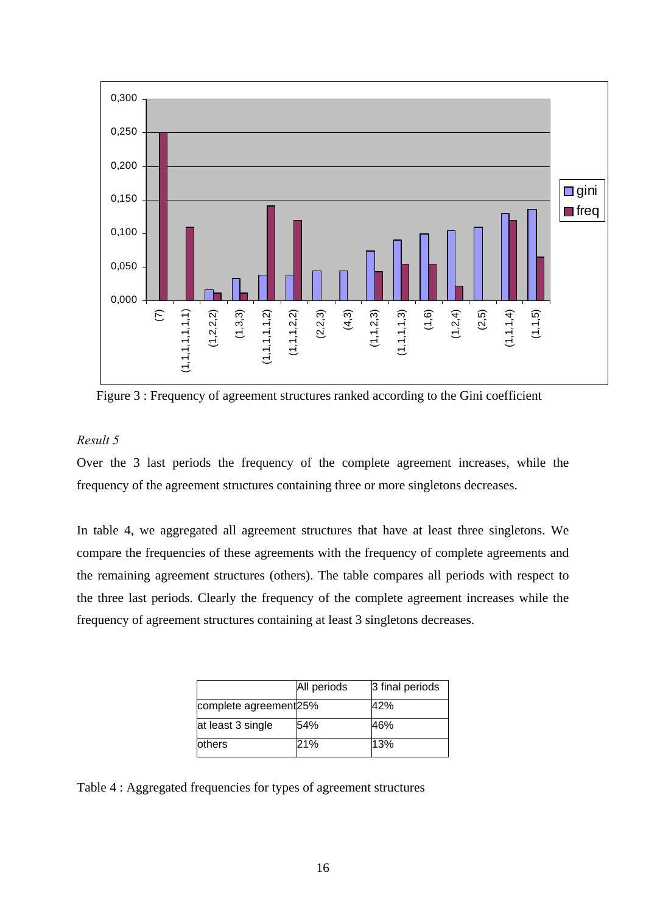Figure 3 : Frequency of agreement structures ranked according to the Gini coefficient

*Result 5*

Over the 3 last periods the frequency of the complete agreement increases, while the frequency of the agreement structures containing three or more singletons decreases.

In table 4, we aggregated all agreement structures that have at least three singletons. We compare the frequencies of these agreements with the frequency of complete agreements and the remaining agreement structures (others). The table compares all periods with respect to the three last periods. Clearly the frequency of the complete agreement increases while the frequency of agreement structures containing at least 3 singletons decreases.

| | All periods | 3 final periods |
|---|---|---|
| complete agreement | 25% | 42% |
| at least 3 single | 54% | 46% |
| others | 21% | 13% |

Table 4 : Aggregated frequencies for types of agreement structures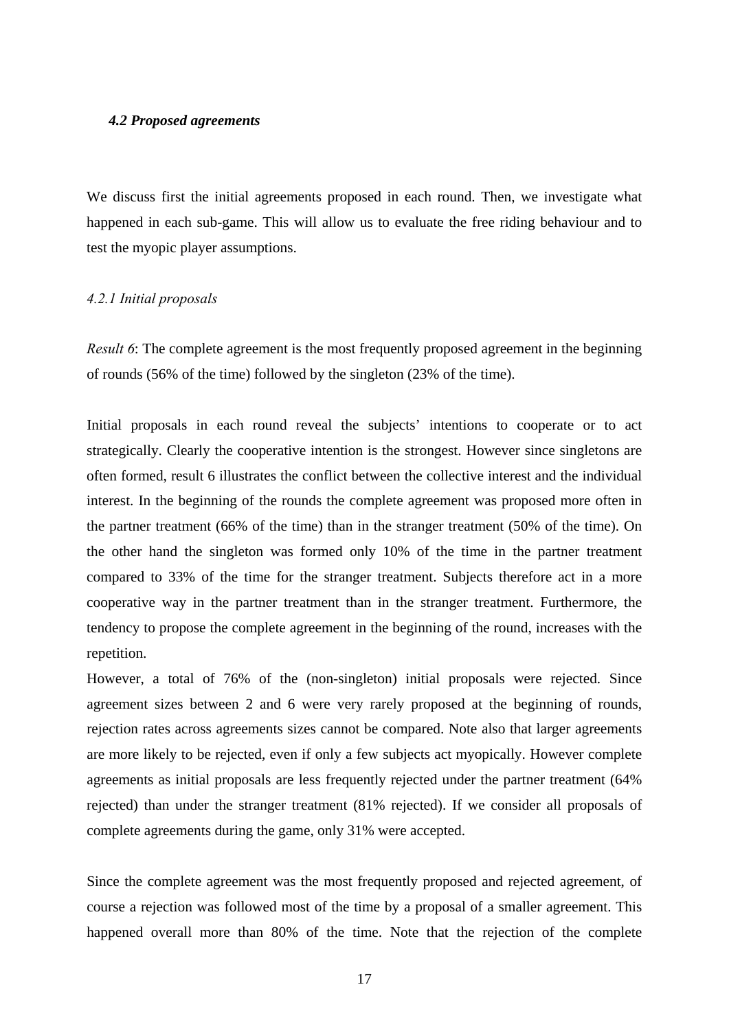### *4.2 Proposed agreements*

We discuss first the initial agreements proposed in each round. Then, we investigate what happened in each sub-game. This will allow us to evaluate the free riding behaviour and to test the myopic player assumptions.

#### *4.2.1 Initial proposals*

*Result 6*: The complete agreement is the most frequently proposed agreement in the beginning of rounds (56% of the time) followed by the singleton (23% of the time).

Initial proposals in each round reveal the subjects' intentions to cooperate or to act strategically. Clearly the cooperative intention is the strongest. However since singletons are often formed, result 6 illustrates the conflict between the collective interest and the individual interest. In the beginning of the rounds the complete agreement was proposed more often in the partner treatment (66% of the time) than in the stranger treatment (50% of the time). On the other hand the singleton was formed only 10% of the time in the partner treatment compared to 33% of the time for the stranger treatment. Subjects therefore act in a more cooperative way in the partner treatment than in the stranger treatment. Furthermore, the tendency to propose the complete agreement in the beginning of the round, increases with the repetition.

However, a total of 76% of the (non-singleton) initial proposals were rejected. Since agreement sizes between 2 and 6 were very rarely proposed at the beginning of rounds, rejection rates across agreements sizes cannot be compared. Note also that larger agreements are more likely to be rejected, even if only a few subjects act myopically. However complete agreements as initial proposals are less frequently rejected under the partner treatment (64% rejected) than under the stranger treatment (81% rejected). If we consider all proposals of complete agreements during the game, only 31% were accepted.

Since the complete agreement was the most frequently proposed and rejected agreement, of course a rejection was followed most of the time by a proposal of a smaller agreement. This happened overall more than 80% of the time. Note that the rejection of the complete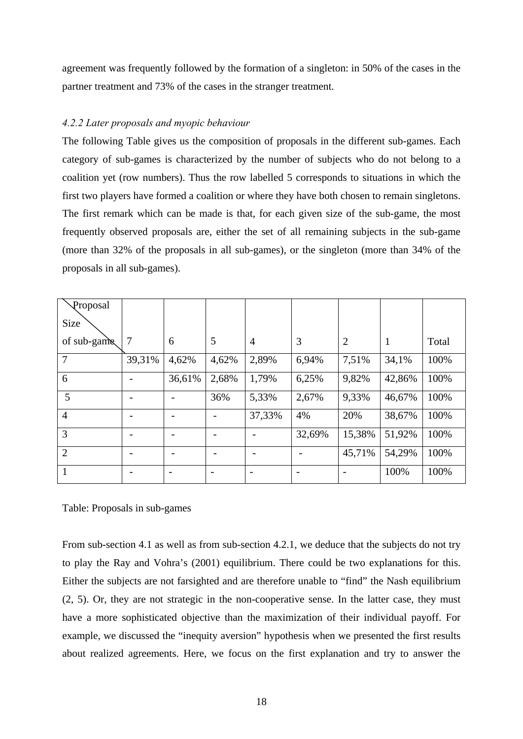agreement was frequently followed by the formation of a singleton: in 50% of the cases in the partner treatment and 73% of the cases in the stranger treatment.

*4.2.2 Later proposals and myopic behaviour*

The following Table gives us the composition of proposals in the different sub-games. Each category of sub-games is characterized by the number of subjects who do not belong to a coalition yet (row numbers). Thus the row labelled 5 corresponds to situations in which the first two players have formed a coalition or where they have both chosen to remain singletons. The first remark which can be made is that, for each given size of the sub-game, the most frequently observed proposals are, either the set of all remaining subjects in the sub-game (more than 32% of the proposals in all sub-games), or the singleton (more than 34% of the proposals in all sub-games).

| Proposal / Size of sub-game | 7 | 6 | 5 | 4 | 3 | 2 | 1 | Total |
|---|---|---|---|---|---|---|---|---|
| 7 | 39,31% | 4,62% | 4,62% | 2,89% | 6,94% | 7,51% | 34,1% | 100% |
| 6 | - | 36,61% | 2,68% | 1,79% | 6,25% | 9,82% | 42,86% | 100% |
| 5 | - | - | 36% | 5,33% | 2,67% | 9,33% | 46,67% | 100% |
| 4 | - | - | - | 37,33% | 4% | 20% | 38,67% | 100% |
| 3 | - | - | - | - | 32,69% | 15,38% | 51,92% | 100% |
| 2 | - | - | - | - | - | 45,71% | 54,29% | 100% |
| 1 | - | - | - | - | - | - | 100% | 100% |

Table: Proposals in sub-games

From sub-section 4.1 as well as from sub-section 4.2.1, we deduce that the subjects do not try to play the Ray and Vohra's (2001) equilibrium. There could be two explanations for this. Either the subjects are not farsighted and are therefore unable to "find" the Nash equilibrium (2, 5). Or, they are not strategic in the non-cooperative sense. In the latter case, they must have a more sophisticated objective than the maximization of their individual payoff. For example, we discussed the "inequity aversion" hypothesis when we presented the first results about realized agreements. Here, we focus on the first explanation and try to answer the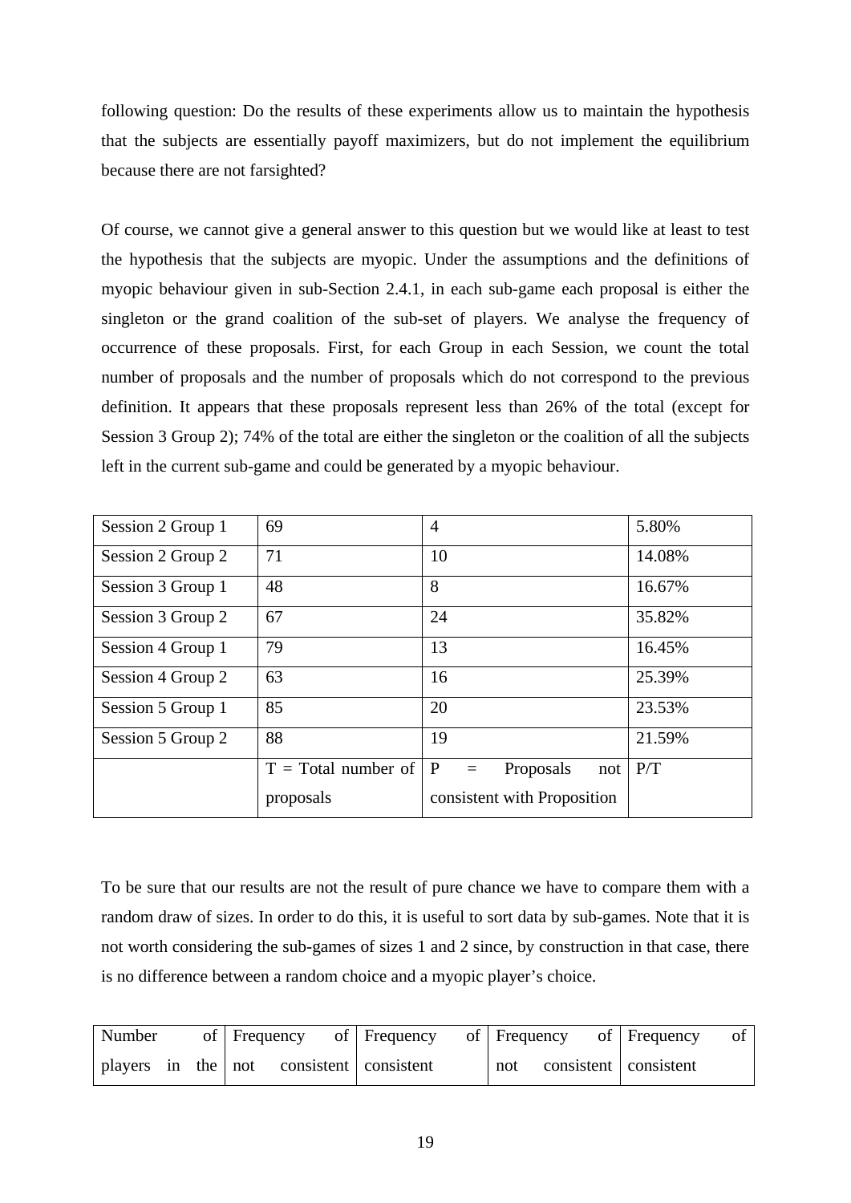following question: Do the results of these experiments allow us to maintain the hypothesis that the subjects are essentially payoff maximizers, but do not implement the equilibrium because there are not farsighted?

Of course, we cannot give a general answer to this question but we would like at least to test the hypothesis that the subjects are myopic. Under the assumptions and the definitions of myopic behaviour given in sub-Section 2.4.1, in each sub-game each proposal is either the singleton or the grand coalition of the sub-set of players. We analyse the frequency of occurrence of these proposals. First, for each Group in each Session, we count the total number of proposals and the number of proposals which do not correspond to the previous definition. It appears that these proposals represent less than 26% of the total (except for Session 3 Group 2); 74% of the total are either the singleton or the coalition of all the subjects left in the current sub-game and could be generated by a myopic behaviour.

| | | | |
|---|---|---|---|
| Session 2 Group 1 | 69 | 4 | 5.80% |
| Session 2 Group 2 | 71 | 10 | 14.08% |
| Session 3 Group 1 | 48 | 8 | 16.67% |
| Session 3 Group 2 | 67 | 24 | 35.82% |
| Session 4 Group 1 | 79 | 13 | 16.45% |
| Session 4 Group 2 | 63 | 16 | 25.39% |
| Session 5 Group 1 | 85 | 20 | 23.53% |
| Session 5 Group 2 | 88 | 19 | 21.59% |
| | T = Total number of proposals | P = Proposals not consistent with Proposition | P/T |

To be sure that our results are not the result of pure chance we have to compare them with a random draw of sizes. In order to do this, it is useful to sort data by sub-games. Note that it is not worth considering the sub-games of sizes 1 and 2 since, by construction in that case, there is no difference between a random choice and a myopic player's choice.

| Number of players in the | Frequency of not consistent | Frequency of consistent | Frequency of not consistent | Frequency of consistent |
|---|---|---|---|---|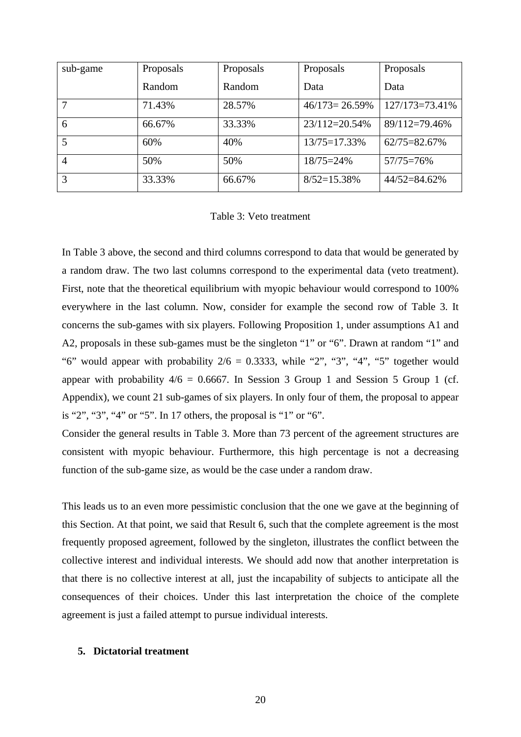| sub-game | Proposals Random | Proposals Random | Proposals Data | Proposals Data |
|---|---|---|---|---|
| 7 | 71.43% | 28.57% | 46/173= 26.59% | 127/173=73.41% |
| 6 | 66.67% | 33.33% | 23/112=20.54% | 89/112=79.46% |
| 5 | 60% | 40% | 13/75=17.33% | 62/75=82.67% |
| 4 | 50% | 50% | 18/75=24% | 57/75=76% |
| 3 | 33.33% | 66.67% | 8/52=15.38% | 44/52=84.62% |

Table 3: Veto treatment

In Table 3 above, the second and third columns correspond to data that would be generated by a random draw. The two last columns correspond to the experimental data (veto treatment). First, note that the theoretical equilibrium with myopic behaviour would correspond to 100% everywhere in the last column. Now, consider for example the second row of Table 3. It concerns the sub-games with six players. Following Proposition 1, under assumptions A1 and A2, proposals in these sub-games must be the singleton "1" or "6". Drawn at random "1" and "6" would appear with probability $2/6 = 0.3333$, while "2", "3", "4", "5" together would appear with probability $4/6 = 0.6667$. In Session 3 Group 1 and Session 5 Group 1 (cf. Appendix), we count 21 sub-games of six players. In only four of them, the proposal to appear is "2", "3", "4" or "5". In 17 others, the proposal is "1" or "6".

Consider the general results in Table 3. More than 73 percent of the agreement structures are consistent with myopic behaviour. Furthermore, this high percentage is not a decreasing function of the sub-game size, as would be the case under a random draw.

This leads us to an even more pessimistic conclusion that the one we gave at the beginning of this Section. At that point, we said that Result 6, such that the complete agreement is the most frequently proposed agreement, followed by the singleton, illustrates the conflict between the collective interest and individual interests. We should add now that another interpretation is that there is no collective interest at all, just the incapability of subjects to anticipate all the consequences of their choices. Under this last interpretation the choice of the complete agreement is just a failed attempt to pursue individual interests.

## 5. Dictatorial treatment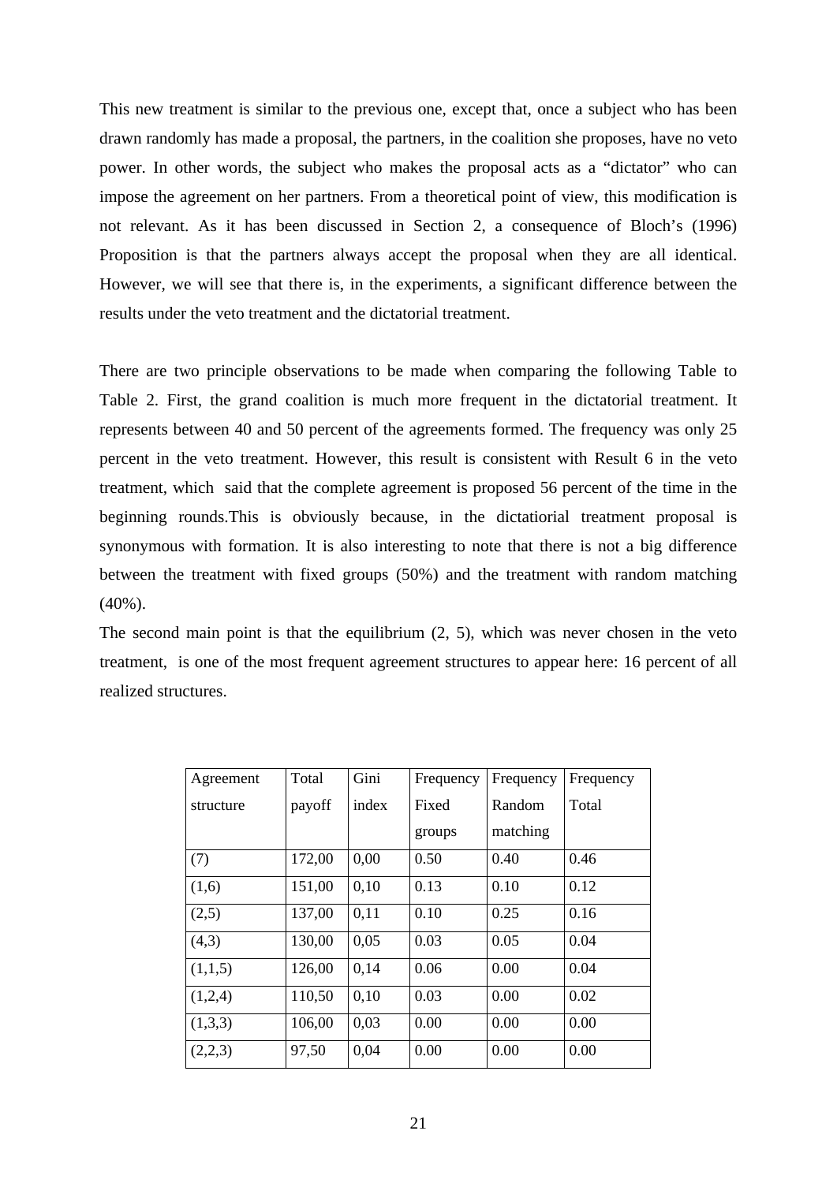This new treatment is similar to the previous one, except that, once a subject who has been drawn randomly has made a proposal, the partners, in the coalition she proposes, have no veto power. In other words, the subject who makes the proposal acts as a "dictator" who can impose the agreement on her partners. From a theoretical point of view, this modification is not relevant. As it has been discussed in Section 2, a consequence of Bloch's (1996) Proposition is that the partners always accept the proposal when they are all identical. However, we will see that there is, in the experiments, a significant difference between the results under the veto treatment and the dictatorial treatment.

There are two principle observations to be made when comparing the following Table to Table 2. First, the grand coalition is much more frequent in the dictatorial treatment. It represents between 40 and 50 percent of the agreements formed. The frequency was only 25 percent in the veto treatment. However, this result is consistent with Result 6 in the veto treatment, which said that the complete agreement is proposed 56 percent of the time in the beginning rounds.This is obviously because, in the dictatiorial treatment proposal is synonymous with formation. It is also interesting to note that there is not a big difference between the treatment with fixed groups (50%) and the treatment with random matching (40%).

The second main point is that the equilibrium (2, 5), which was never chosen in the veto treatment, is one of the most frequent agreement structures to appear here: 16 percent of all realized structures.

| Agreement structure | Total payoff | Gini index | Frequency Fixed groups | Frequency Random matching | Frequency Total |
|---|---|---|---|---|---|
| (7) | 172,00 | 0,00 | 0.50 | 0.40 | 0.46 |
| (1,6) | 151,00 | 0,10 | 0.13 | 0.10 | 0.12 |
| (2,5) | 137,00 | 0,11 | 0.10 | 0.25 | 0.16 |
| (4,3) | 130,00 | 0,05 | 0.03 | 0.05 | 0.04 |
| (1,1,5) | 126,00 | 0,14 | 0.06 | 0.00 | 0.04 |
| (1,2,4) | 110,50 | 0,10 | 0.03 | 0.00 | 0.02 |
| (1,3,3) | 106,00 | 0,03 | 0.00 | 0.00 | 0.00 |
| (2,2,3) | 97,50 | 0,04 | 0.00 | 0.00 | 0.00 |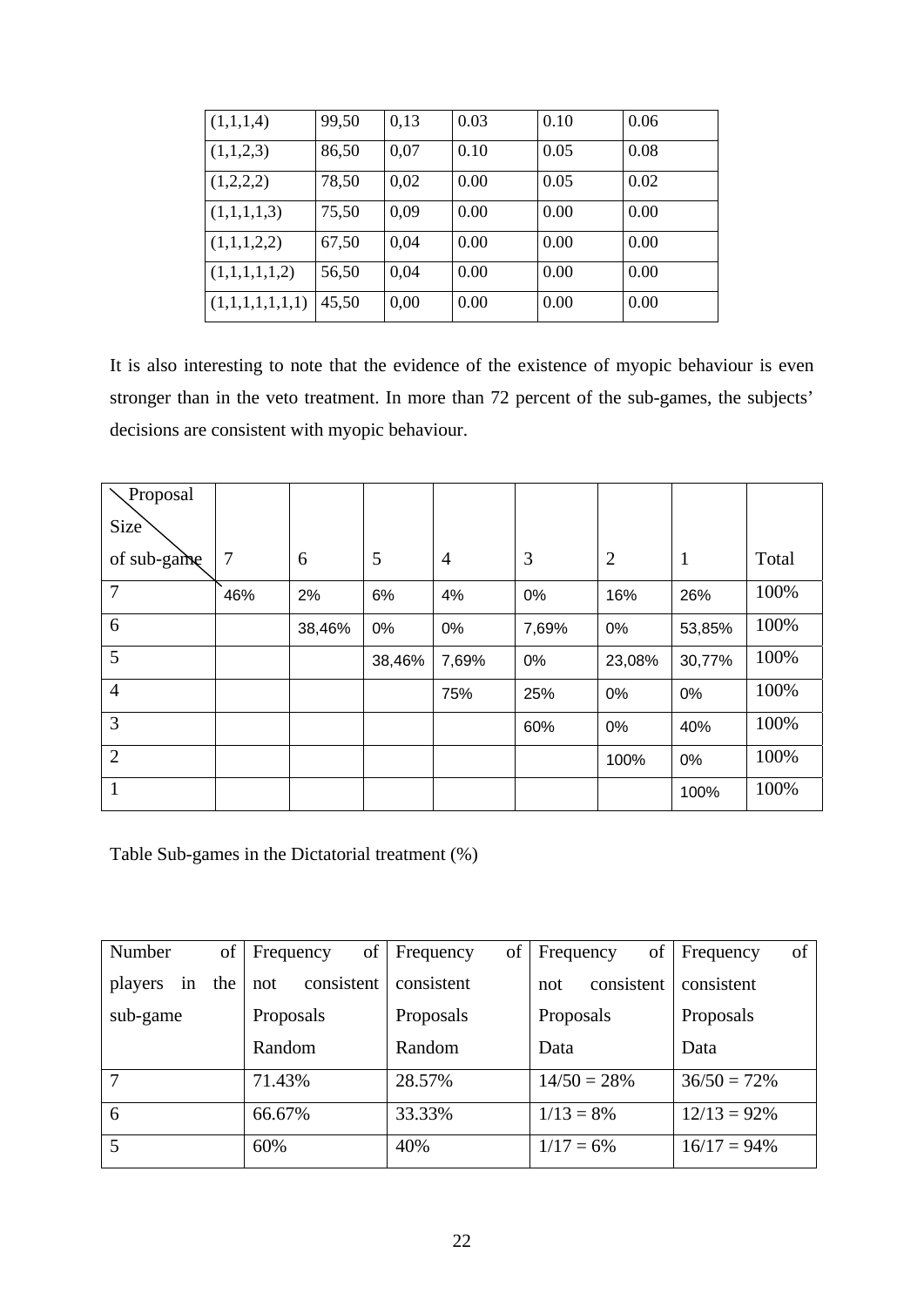| (1,1,1,4) | 99,50 | 0,13 | 0.03 | 0.10 | 0.06 |
|---|---|---|---|---|---|
| (1,1,2,3) | 86,50 | 0,07 | 0.10 | 0.05 | 0.08 |
| (1,2,2,2) | 78,50 | 0,02 | 0.00 | 0.05 | 0.02 |
| (1,1,1,1,3) | 75,50 | 0,09 | 0.00 | 0.00 | 0.00 |
| (1,1,1,2,2) | 67,50 | 0,04 | 0.00 | 0.00 | 0.00 |
| (1,1,1,1,1,2) | 56,50 | 0,04 | 0.00 | 0.00 | 0.00 |
| (1,1,1,1,1,1,1) | 45,50 | 0,00 | 0.00 | 0.00 | 0.00 |

It is also interesting to note that the evidence of the existence of myopic behaviour is even stronger than in the veto treatment. In more than 72 percent of the sub-games, the subjects' decisions are consistent with myopic behaviour.

| Proposal / Size of sub-game | 7 | 6 | 5 | 4 | 3 | 2 | 1 | Total |
|---|---|---|---|---|---|---|---|---|
| 7 | 46% | 2% | 6% | 4% | 0% | 16% | 26% | 100% |
| 6 | | 38,46% | 0% | 0% | 7,69% | 0% | 53,85% | 100% |
| 5 | | | 38,46% | 7,69% | 0% | 23,08% | 30,77% | 100% |
| 4 | | | | 75% | 25% | 0% | 0% | 100% |
| 3 | | | | | 60% | 0% | 40% | 100% |
| 2 | | | | | | 100% | 0% | 100% |
| 1 | | | | | | | 100% | 100% |

Table Sub-games in the Dictatorial treatment (%)

| Number of players in the sub-game | Frequency of not consistent Proposals Random | Frequency of consistent Proposals Random | Frequency of not consistent Proposals Data | Frequency of consistent Proposals Data |
|---|---|---|---|---|
| 7 | 71.43% | 28.57% | 14/50 = 28% | 36/50 = 72% |
| 6 | 66.67% | 33.33% | 1/13 = 8% | 12/13 = 92% |
| 5 | 60% | 40% | 1/17 = 6% | 16/17 = 94% |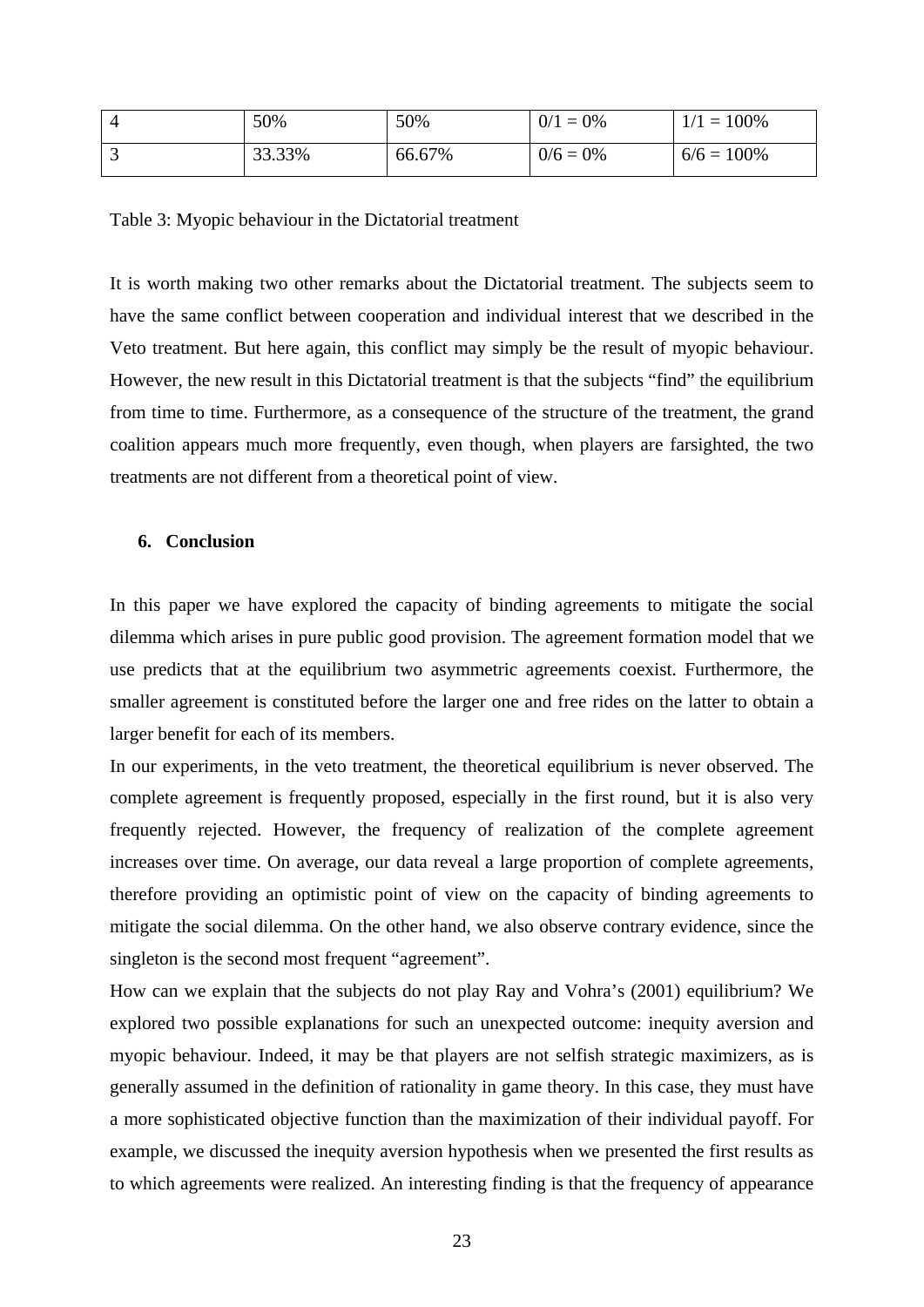| 4 | 50% | 50% | 0/1 = 0% | 1/1 = 100% |
|---|---|---|---|---|
| 3 | 33.33% | 66.67% | 0/6 = 0% | 6/6 = 100% |

Table 3: Myopic behaviour in the Dictatorial treatment

It is worth making two other remarks about the Dictatorial treatment. The subjects seem to have the same conflict between cooperation and individual interest that we described in the Veto treatment. But here again, this conflict may simply be the result of myopic behaviour. However, the new result in this Dictatorial treatment is that the subjects "find" the equilibrium from time to time. Furthermore, as a consequence of the structure of the treatment, the grand coalition appears much more frequently, even though, when players are farsighted, the two treatments are not different from a theoretical point of view.

## 6. Conclusion

In this paper we have explored the capacity of binding agreements to mitigate the social dilemma which arises in pure public good provision. The agreement formation model that we use predicts that at the equilibrium two asymmetric agreements coexist. Furthermore, the smaller agreement is constituted before the larger one and free rides on the latter to obtain a larger benefit for each of its members.

In our experiments, in the veto treatment, the theoretical equilibrium is never observed. The complete agreement is frequently proposed, especially in the first round, but it is also very frequently rejected. However, the frequency of realization of the complete agreement increases over time. On average, our data reveal a large proportion of complete agreements, therefore providing an optimistic point of view on the capacity of binding agreements to mitigate the social dilemma. On the other hand, we also observe contrary evidence, since the singleton is the second most frequent "agreement".

How can we explain that the subjects do not play Ray and Vohra's (2001) equilibrium? We explored two possible explanations for such an unexpected outcome: inequity aversion and myopic behaviour. Indeed, it may be that players are not selfish strategic maximizers, as is generally assumed in the definition of rationality in game theory. In this case, they must have a more sophisticated objective function than the maximization of their individual payoff. For example, we discussed the inequity aversion hypothesis when we presented the first results as to which agreements were realized. An interesting finding is that the frequency of appearance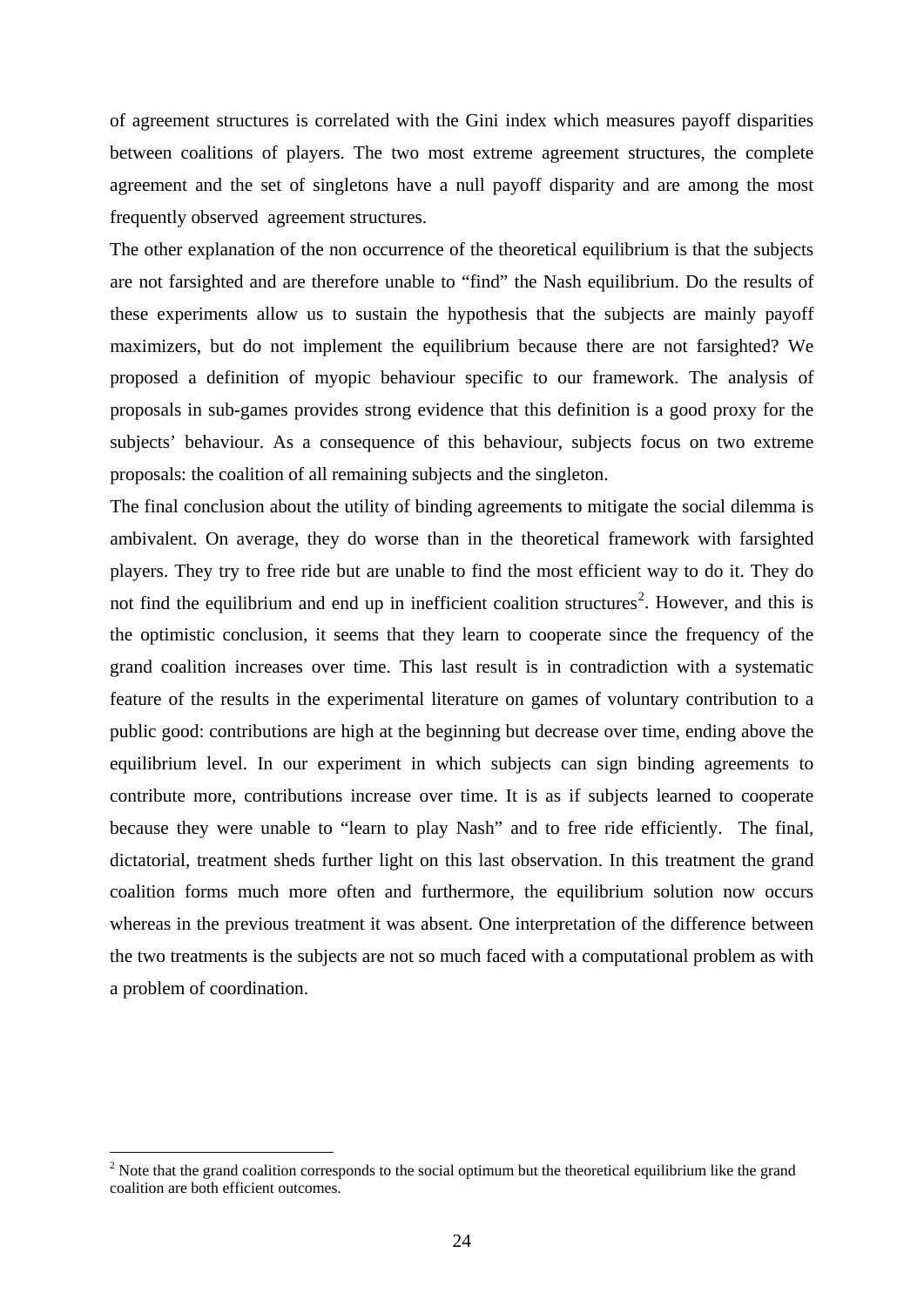of agreement structures is correlated with the Gini index which measures payoff disparities between coalitions of players. The two most extreme agreement structures, the complete agreement and the set of singletons have a null payoff disparity and are among the most frequently observed agreement structures.

The other explanation of the non occurrence of the theoretical equilibrium is that the subjects are not farsighted and are therefore unable to "find" the Nash equilibrium. Do the results of these experiments allow us to sustain the hypothesis that the subjects are mainly payoff maximizers, but do not implement the equilibrium because there are not farsighted? We proposed a definition of myopic behaviour specific to our framework. The analysis of proposals in sub-games provides strong evidence that this definition is a good proxy for the subjects' behaviour. As a consequence of this behaviour, subjects focus on two extreme proposals: the coalition of all remaining subjects and the singleton.

The final conclusion about the utility of binding agreements to mitigate the social dilemma is ambivalent. On average, they do worse than in the theoretical framework with farsighted players. They try to free ride but are unable to find the most efficient way to do it. They do not find the equilibrium and end up in inefficient coalition structures[2]. However, and this is the optimistic conclusion, it seems that they learn to cooperate since the frequency of the grand coalition increases over time. This last result is in contradiction with a systematic feature of the results in the experimental literature on games of voluntary contribution to a public good: contributions are high at the beginning but decrease over time, ending above the equilibrium level. In our experiment in which subjects can sign binding agreements to contribute more, contributions increase over time. It is as if subjects learned to cooperate because they were unable to "learn to play Nash" and to free ride efficiently. The final, dictatorial, treatment sheds further light on this last observation. In this treatment the grand coalition forms much more often and furthermore, the equilibrium solution now occurs whereas in the previous treatment it was absent. One interpretation of the difference between the two treatments is the subjects are not so much faced with a computational problem as with a problem of coordination.

[2] Note that the grand coalition corresponds to the social optimum but the theoretical equilibrium like the grand coalition are both efficient outcomes.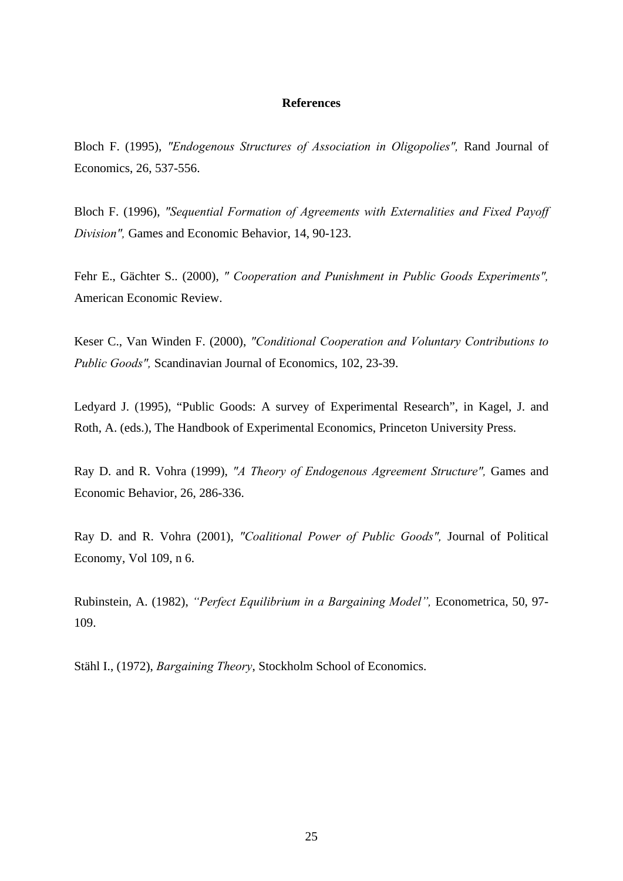## References

Bloch F. (1995), *"Endogenous Structures of Association in Oligopolies",* Rand Journal of Economics, 26, 537-556.

Bloch F. (1996), *"Sequential Formation of Agreements with Externalities and Fixed Payoff Division",* Games and Economic Behavior, 14, 90-123.

Fehr E., Gächter S.. (2000), *" Cooperation and Punishment in Public Goods Experiments",* American Economic Review.

Keser C., Van Winden F. (2000), *"Conditional Cooperation and Voluntary Contributions to Public Goods",* Scandinavian Journal of Economics, 102, 23-39.

Ledyard J. (1995), "Public Goods: A survey of Experimental Research", in Kagel, J. and Roth, A. (eds.), The Handbook of Experimental Economics, Princeton University Press.

Ray D. and R. Vohra (1999), *"A Theory of Endogenous Agreement Structure",* Games and Economic Behavior, 26, 286-336.

Ray D. and R. Vohra (2001), *"Coalitional Power of Public Goods",* Journal of Political Economy, Vol 109, n 6.

Rubinstein, A. (1982), *"Perfect Equilibrium in a Bargaining Model",* Econometrica, 50, 97-109.

Stähl I., (1972), *Bargaining Theory*, Stockholm School of Economics.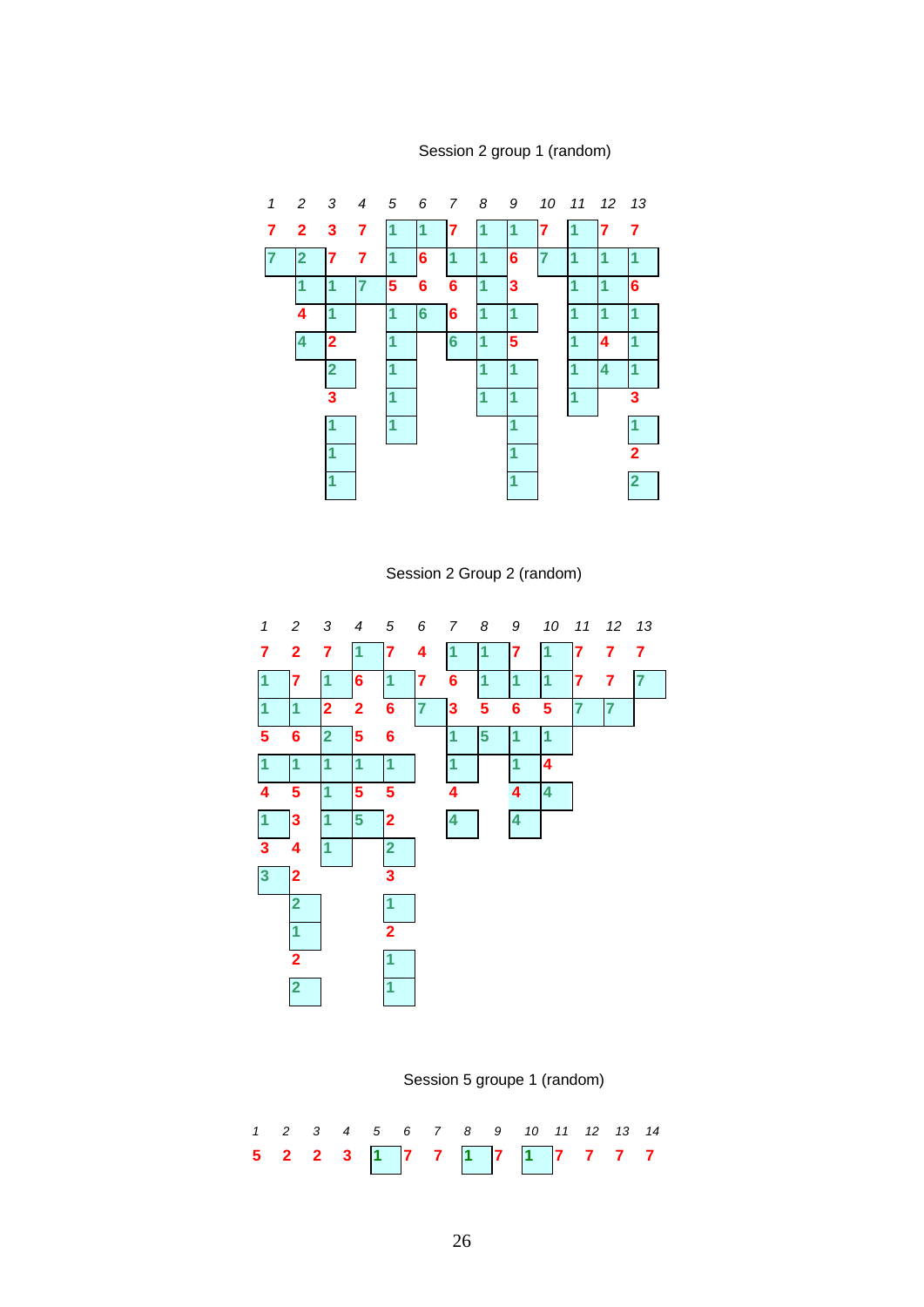Session 2 group 1 (random)

| 1 | 2 | 3 | 4 | 5 | 6 | 7 | 8 | 9 | 10 | 11 | 12 | 13 |
|---|---|---|---|---|---|---|---|---|---|---|---|---|
| 7 | 2 | 3 | 7 | 1 | 1 | 7 | 1 | 1 | 7 | 1 | 7 | 7 |
| 7 | 2 | 7 | 7 | 1 | 6 | 1 | 1 | 6 | 7 | 1 | 1 | 1 |
| | 1 | 1 | 7 | 5 | 6 | 6 | 1 | 3 | | 1 | 1 | 6 |
| | 4 | 1 | | 1 | 6 | 6 | 1 | 1 | | 1 | 1 | 1 |
| | 4 | 2 | | 1 | | 6 | 1 | 5 | | 1 | 4 | 1 |
| | | 2 | | 1 | | | 1 | 1 | | 1 | 4 | 1 |
| | | 3 | | 1 | | | 1 | 1 | | 1 | | 3 |
| | | 1 | | 1 | | | | 1 | | | | 1 |
| | | 1 | | | | | | 1 | | | | 2 |
| | | 1 | | | | | | 1 | | | | 2 |

Session 2 Group 2 (random)

| 1 | 2 | 3 | 4 | 5 | 6 | 7 | 8 | 9 | 10 | 11 | 12 | 13 |
|---|---|---|---|---|---|---|---|---|---|---|---|---|
| 7 | 2 | 7 | 1 | 7 | 4 | 1 | 1 | 7 | 1 | 7 | 7 | 7 |
| 1 | 7 | 1 | 6 | 1 | 7 | 6 | 1 | 1 | 1 | 7 | 7 | 7 |
| 1 | 1 | 2 | 2 | 6 | 7 | 3 | 5 | 6 | 5 | 7 | 7 | |
| 5 | 6 | 2 | 5 | 6 | | 1 | 5 | 1 | 1 | | | |
| 1 | 1 | 1 | 1 | 1 | | 1 | | 1 | 4 | | | |
| 4 | 5 | 1 | 5 | 5 | | 4 | | 4 | 4 | | | |
| 1 | 3 | 1 | 5 | 2 | | 4 | | 4 | | | | |
| 3 | 4 | 1 | | 2 | | | | | | | | |
| 3 | 2 | | | 3 | | | | | | | | |
| | 2 | | | 1 | | | | | | | | |
| | 1 | | | 2 | | | | | | | | |
| | 2 | | | 1 | | | | | | | | |
| | 2 | | | 1 | | | | | | | | |

Session 5 groupe 1 (random)

| 1 | 2 | 3 | 4 | 5 | 6 | 7 | 8 | 9 | 10 | 11 | 12 | 13 | 14 |
|---|---|---|---|---|---|---|---|---|---|---|---|---|---|
| 5 | 2 | 2 | 3 | 1 | 7 | 7 | 1 | 7 | 1 | 7 | 7 | 7 | 7 |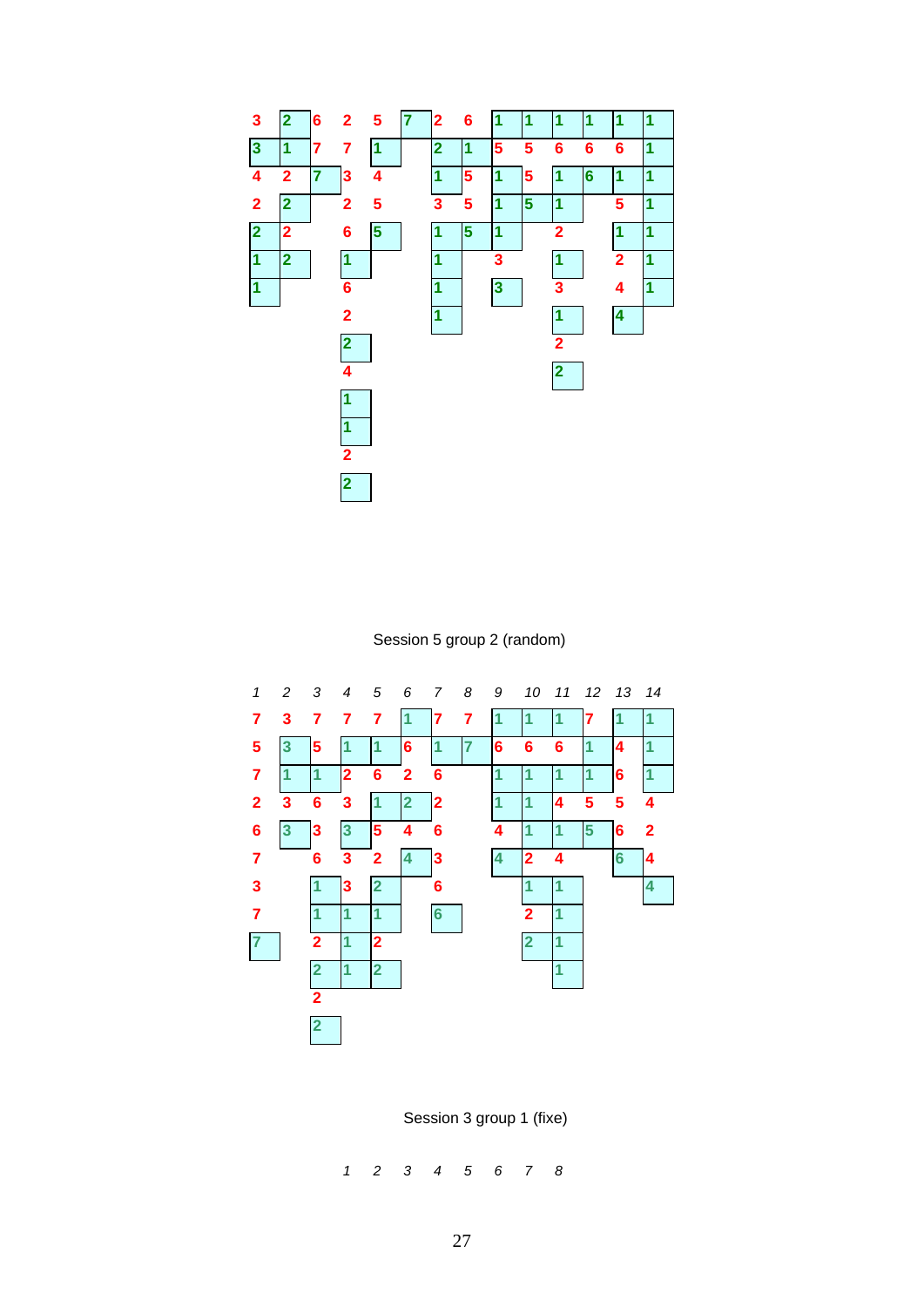| | | | | | | | | | | | | | |
|---|---|---|---|---|---|---|---|---|---|---|---|---|---|
| 3 | 2 | 6 | 2 | 5 | 7 | 2 | 6 | 1 | 1 | 1 | 1 | 1 | 1 |
| 3 | 1 | 7 | 7 | 1 | | 2 | 1 | 5 | 5 | 6 | 6 | 6 | 1 |
| 4 | 2 | 7 | 3 | 4 | | 1 | 5 | 1 | 5 | 1 | 6 | 1 | 1 |
| 2 | 2 | | 2 | 5 | | 3 | 5 | 1 | 5 | 1 | | 5 | 1 |
| 2 | 2 | | 6 | 5 | | 1 | 5 | 1 | | 2 | | 1 | 1 |
| 1 | 2 | | 1 | | | 1 | | 3 | | 1 | | 2 | 1 |
| 1 | | | 6 | | | 1 | | 3 | | 3 | | 4 | 1 |
| | | | 2 | | | 1 | | | | 1 | | 4 | |
| | | | 2 | | | | | | | 2 | | | |
| | | | 4 | | | | | | | 2 | | | |
| | | | 1 | | | | | | | | | | |
| | | | 1 | | | | | | | | | | |
| | | | 2 | | | | | | | | | | |
| | | | 2 | | | | | | | | | | |

Session 5 group 2 (random)

| 1 | 2 | 3 | 4 | 5 | 6 | 7 | 8 | 9 | 10 | 11 | 12 | 13 | 14 |
|---|---|---|---|---|---|---|---|---|---|---|---|---|---|
| 7 | 3 | 7 | 7 | 7 | 1 | 7 | 7 | 1 | 1 | 1 | 7 | 1 | 1 |
| 5 | 3 | 5 | 1 | 1 | 6 | 1 | 7 | 6 | 6 | 6 | 1 | 4 | 1 |
| 7 | 1 | 1 | 2 | 6 | 2 | 6 | | 1 | 1 | 1 | 1 | 6 | 1 |
| 2 | 3 | 6 | 3 | 1 | 2 | 2 | | 1 | 1 | 4 | 5 | 5 | 4 |
| 6 | 3 | 3 | 3 | 5 | 4 | 6 | | 4 | 1 | 1 | 5 | 6 | 2 |
| 7 | | 6 | 3 | 2 | 4 | 3 | | 4 | 2 | 4 | | 6 | 4 |
| 3 | | 1 | 3 | 2 | | 6 | | | 1 | 1 | | | 4 |
| 7 | | 1 | 1 | 1 | | 6 | | | 2 | 1 | | | |
| 7 | | 2 | 1 | 2 | | | | | 2 | 1 | | | |
| | | 2 | 1 | 2 | | | | | | 1 | | | |
| | | 2 | | | | | | | | | | | |
| | | 2 | | | | | | | | | | | |

Session 3 group 1 (fixe)

| 1 | 2 | 3 | 4 | 5 | 6 | 7 | 8 |
|---|---|---|---|---|---|---|---|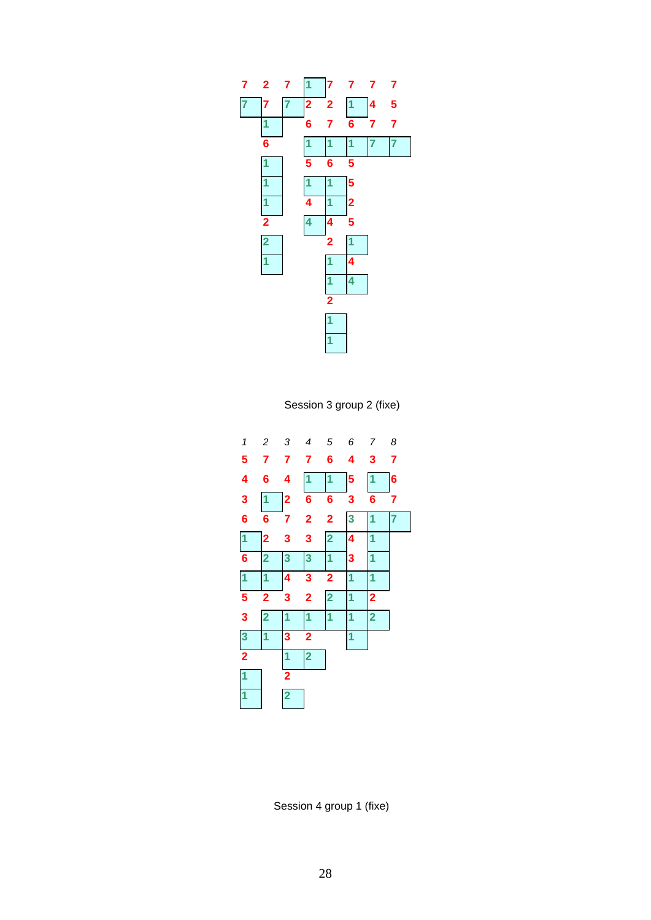| 7 | 2 | 7 | 1 | 7 | 7 | 7 | 7 |
|---|---|---|---|---|---|---|---|
| 7 | 7 | 7 | 2 | 2 | 1 | 4 | 5 |
| | 1 | | 6 | 7 | 6 | 7 | 7 |
| | 6 | | 1 | 1 | 1 | 7 | 7 |
| | 1 | | 5 | 6 | 5 | | |
| | 1 | | 1 | 1 | 5 | | |
| | 1 | | 4 | 1 | 2 | | |
| | 2 | | 4 | 4 | 5 | | |
| | 2 | | | 2 | 1 | | |
| | 1 | | | 1 | 4 | | |
| | | | | 1 | 4 | | |
| | | | | 2 | | | |
| | | | | 1 | | | |
| | | | | 1 | | | |

Session 3 group 2 (fixe)

| *1* | *2* | *3* | *4* | *5* | *6* | *7* | *8* |
|---|---|---|---|---|---|---|---|
| 5 | 7 | 7 | 7 | 6 | 4 | 3 | 7 |
| 4 | 6 | 4 | 1 | 1 | 5 | 1 | 6 |
| 3 | 1 | 2 | 6 | 6 | 3 | 6 | 7 |
| 6 | 6 | 7 | 2 | 2 | 3 | 1 | 7 |
| 1 | 2 | 3 | 3 | 2 | 4 | 1 | |
| 6 | 2 | 3 | 3 | 1 | 3 | 1 | |
| 1 | 1 | 4 | 3 | 2 | 1 | 1 | |
| 5 | 2 | 3 | 2 | 2 | 1 | 2 | |
| 3 | 2 | 1 | 1 | 1 | 1 | 2 | |
| 3 | 1 | 3 | 2 | | 1 | | |
| 2 | | 1 | 2 | | | | |
| 1 | | 2 | | | | | |
| 1 | | 2 | | | | | |

Session 4 group 1 (fixe)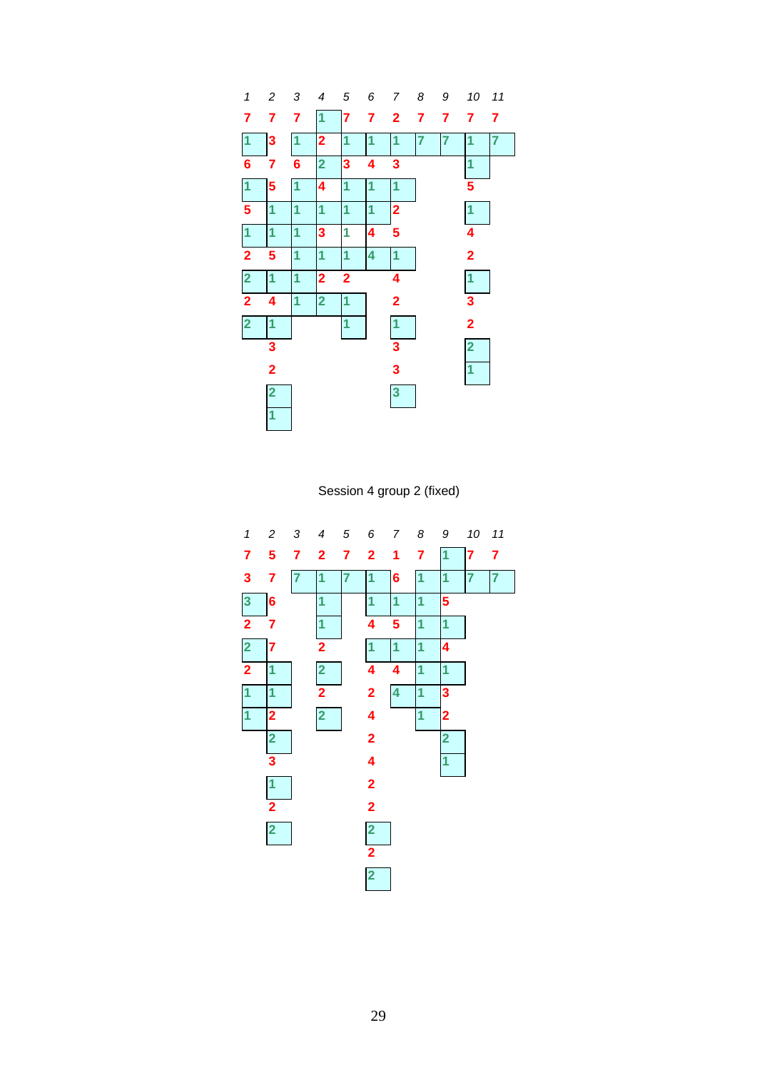| 1 | 2 | 3 | 4 | 5 | 6 | 7 | 8 | 9 | 10 | 11 |
|---|---|---|---|---|---|---|---|---|---|---|
| 7 | 7 | 7 | 1 | 7 | 7 | 2 | 7 | 7 | 7 | 7 |
| 1 | 3 | 1 | 2 | 1 | 1 | 1 | 7 | 7 | 1 | 7 |
| 6 | 7 | 6 | 2 | 3 | 4 | 3 | | | 1 | |
| 1 | 5 | 1 | 4 | 1 | 1 | 1 | | | 5 | |
| 5 | 1 | 1 | 1 | 1 | 1 | 2 | | | 1 | |
| 1 | 1 | 1 | 3 | 1 | 4 | 5 | | | 4 | |
| 2 | 5 | 1 | 1 | 1 | 4 | 1 | | | 2 | |
| 2 | 1 | 1 | 2 | 2 | | 4 | | | 1 | |
| 2 | 4 | 1 | 2 | 1 | | 2 | | | 3 | |
| 2 | 1 | | | 1 | | 1 | | | 2 | |
| | 3 | | | | | 3 | | | 2 | |
| | 2 | | | | | 3 | | | 1 | |
| | 2 | | | | | 3 | | | | |
| | 1 | | | | | | | | | |

Session 4 group 2 (fixed)

| 1 | 2 | 3 | 4 | 5 | 6 | 7 | 8 | 9 | 10 | 11 |
|---|---|---|---|---|---|---|---|---|---|---|
| 7 | 5 | 7 | 2 | 7 | 2 | 1 | 7 | 1 | 7 | 7 |
| 3 | 7 | 7 | 1 | 7 | 1 | 6 | 1 | 1 | 7 | 7 |
| 3 | 6 | | 1 | | 1 | 1 | 1 | 5 | | |
| 2 | 7 | | 1 | | 4 | 5 | 1 | 1 | | |
| 2 | 7 | | 2 | | 1 | 1 | 1 | 4 | | |
| 2 | 1 | | 2 | | 4 | 4 | 1 | 1 | | |
| 1 | 1 | | 2 | | 2 | 4 | 1 | 3 | | |
| 1 | 2 | | 2 | | 4 | | 1 | 2 | | |
| | 2 | | | | 2 | | | 2 | | |
| | 3 | | | | 4 | | | 1 | | |
| | 1 | | | | 2 | | | | | |
| | 2 | | | | 2 | | | | | |
| | 2 | | | | 2 | | | | | |
| | | | | | 2 | | | | | |
| | | | | | 2 | | | | | |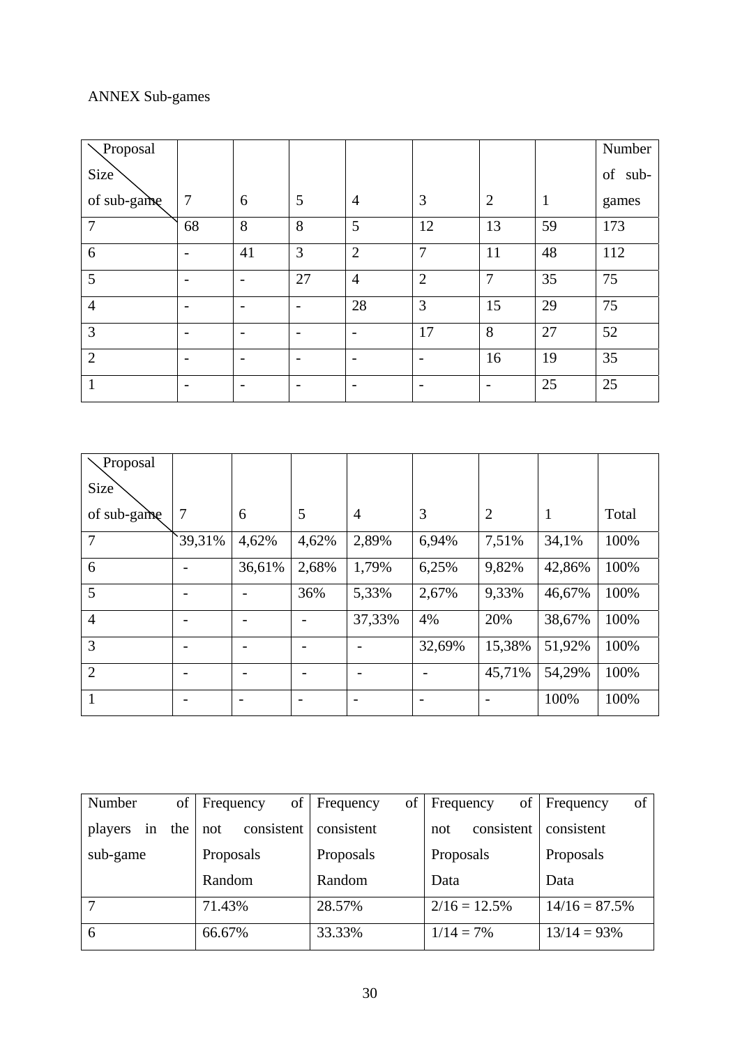ANNEX Sub-games

| Proposal / Size of sub-game | 7 | 6 | 5 | 4 | 3 | 2 | 1 | Number of sub-games |
|---|---|---|---|---|---|---|---|---|
| 7 | 68 | 8 | 8 | 5 | 12 | 13 | 59 | 173 |
| 6 | - | 41 | 3 | 2 | 7 | 11 | 48 | 112 |
| 5 | - | - | 27 | 4 | 2 | 7 | 35 | 75 |
| 4 | - | - | - | 28 | 3 | 15 | 29 | 75 |
| 3 | - | - | - | - | 17 | 8 | 27 | 52 |
| 2 | - | - | - | - | - | 16 | 19 | 35 |
| 1 | - | - | - | - | - | - | 25 | 25 |

| Proposal / Size of sub-game | 7 | 6 | 5 | 4 | 3 | 2 | 1 | Total |
|---|---|---|---|---|---|---|---|---|
| 7 | 39,31% | 4,62% | 4,62% | 2,89% | 6,94% | 7,51% | 34,1% | 100% |
| 6 | - | 36,61% | 2,68% | 1,79% | 6,25% | 9,82% | 42,86% | 100% |
| 5 | - | - | 36% | 5,33% | 2,67% | 9,33% | 46,67% | 100% |
| 4 | - | - | - | 37,33% | 4% | 20% | 38,67% | 100% |
| 3 | - | - | - | - | 32,69% | 15,38% | 51,92% | 100% |
| 2 | - | - | - | - | - | 45,71% | 54,29% | 100% |
| 1 | - | - | - | - | - | - | 100% | 100% |

| Number of players in the sub-game | Frequency of not consistent Proposals Random | Frequency of consistent Proposals Random | Frequency of not consistent Proposals Data | Frequency of consistent Proposals Data |
|---|---|---|---|---|
| 7 | 71.43% | 28.57% | 2/16 = 12.5% | 14/16 = 87.5% |
| 6 | 66.67% | 33.33% | 1/14 = 7% | 13/14 = 93% |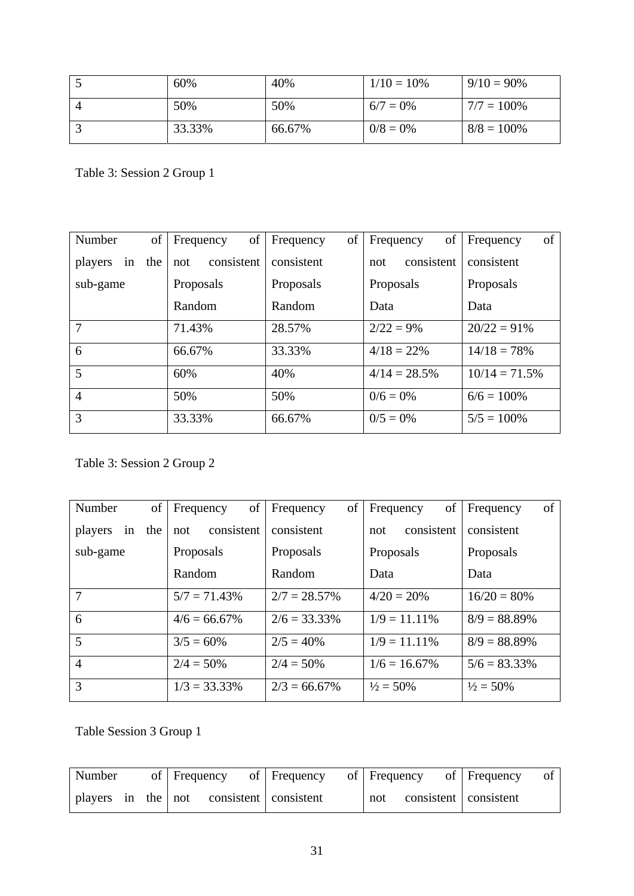| 5 | 60% | 40% | 1/10 = 10% | 9/10 = 90% |
|---|---|---|---|---|
| 4 | 50% | 50% | 6/7 = 0% | 7/7 = 100% |
| 3 | 33.33% | 66.67% | 0/8 = 0% | 8/8 = 100% |

Table 3: Session 2 Group 1

| Number of players in the sub-game | Frequency of not consistent Proposals Random | Frequency of consistent Proposals Random | Frequency of not consistent Proposals Data | Frequency of consistent Proposals Data |
|---|---|---|---|---|
| 7 | 71.43% | 28.57% | 2/22 = 9% | 20/22 = 91% |
| 6 | 66.67% | 33.33% | 4/18 = 22% | 14/18 = 78% |
| 5 | 60% | 40% | 4/14 = 28.5% | 10/14 = 71.5% |
| 4 | 50% | 50% | 0/6 = 0% | 6/6 = 100% |
| 3 | 33.33% | 66.67% | 0/5 = 0% | 5/5 = 100% |

Table 3: Session 2 Group 2

| Number of players in the sub-game | Frequency of not consistent Proposals Random | Frequency of consistent Proposals Random | Frequency of not consistent Proposals Data | Frequency of consistent Proposals Data |
|---|---|---|---|---|
| 7 | 5/7 = 71.43% | 2/7 = 28.57% | 4/20 = 20% | 16/20 = 80% |
| 6 | 4/6 = 66.67% | 2/6 = 33.33% | 1/9 = 11.11% | 8/9 = 88.89% |
| 5 | 3/5 = 60% | 2/5 = 40% | 1/9 = 11.11% | 8/9 = 88.89% |
| 4 | 2/4 = 50% | 2/4 = 50% | 1/6 = 16.67% | 5/6 = 83.33% |
| 3 | 1/3 = 33.33% | 2/3 = 66.67% | ½ = 50% | ½ = 50% |

Table Session 3 Group 1

| Number of players in the | Frequency of not consistent | Frequency of consistent | Frequency of not consistent | Frequency of consistent |
|---|---|---|---|---|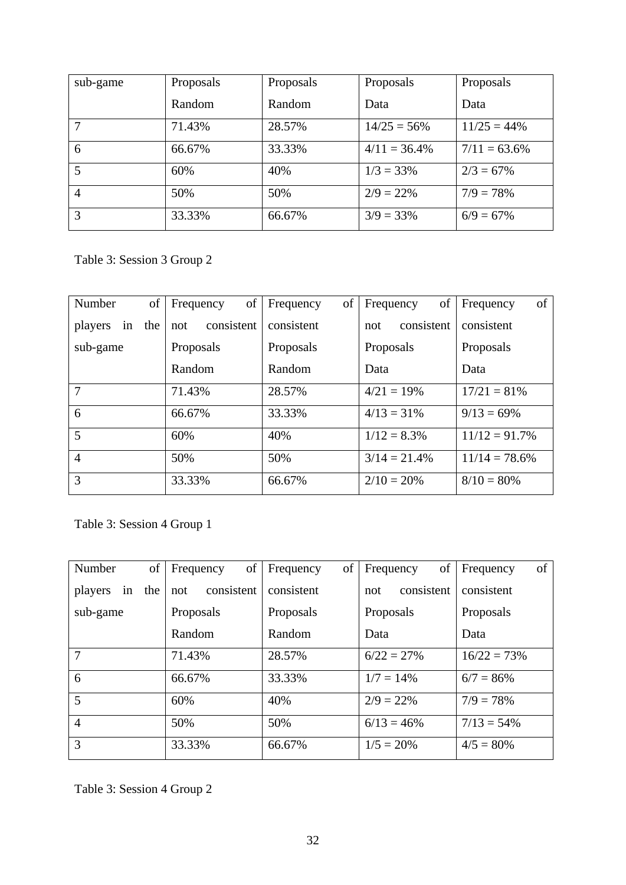| sub-game | Proposals Random | Proposals Random | Proposals Data | Proposals Data |
|---|---|---|---|---|
| 7 | 71.43% | 28.57% | 14/25 = 56% | 11/25 = 44% |
| 6 | 66.67% | 33.33% | 4/11 = 36.4% | 7/11 = 63.6% |
| 5 | 60% | 40% | 1/3 = 33% | 2/3 = 67% |
| 4 | 50% | 50% | 2/9 = 22% | 7/9 = 78% |
| 3 | 33.33% | 66.67% | 3/9 = 33% | 6/9 = 67% |

Table 3: Session 3 Group 2

| Number of players in the sub-game | Frequency of not consistent Proposals Random | Frequency of consistent Proposals Random | Frequency of not consistent Proposals Data | Frequency of consistent Proposals Data |
|---|---|---|---|---|
| 7 | 71.43% | 28.57% | 4/21 = 19% | 17/21 = 81% |
| 6 | 66.67% | 33.33% | 4/13 = 31% | 9/13 = 69% |
| 5 | 60% | 40% | 1/12 = 8.3% | 11/12 = 91.7% |
| 4 | 50% | 50% | 3/14 = 21.4% | 11/14 = 78.6% |
| 3 | 33.33% | 66.67% | 2/10 = 20% | 8/10 = 80% |

Table 3: Session 4 Group 1

| Number of players in the sub-game | Frequency of not consistent Proposals Random | Frequency of consistent Proposals Random | Frequency of not consistent Proposals Data | Frequency of consistent Proposals Data |
|---|---|---|---|---|
| 7 | 71.43% | 28.57% | 6/22 = 27% | 16/22 = 73% |
| 6 | 66.67% | 33.33% | 1/7 = 14% | 6/7 = 86% |
| 5 | 60% | 40% | 2/9 = 22% | 7/9 = 78% |
| 4 | 50% | 50% | 6/13 = 46% | 7/13 = 54% |
| 3 | 33.33% | 66.67% | 1/5 = 20% | 4/5 = 80% |

Table 3: Session 4 Group 2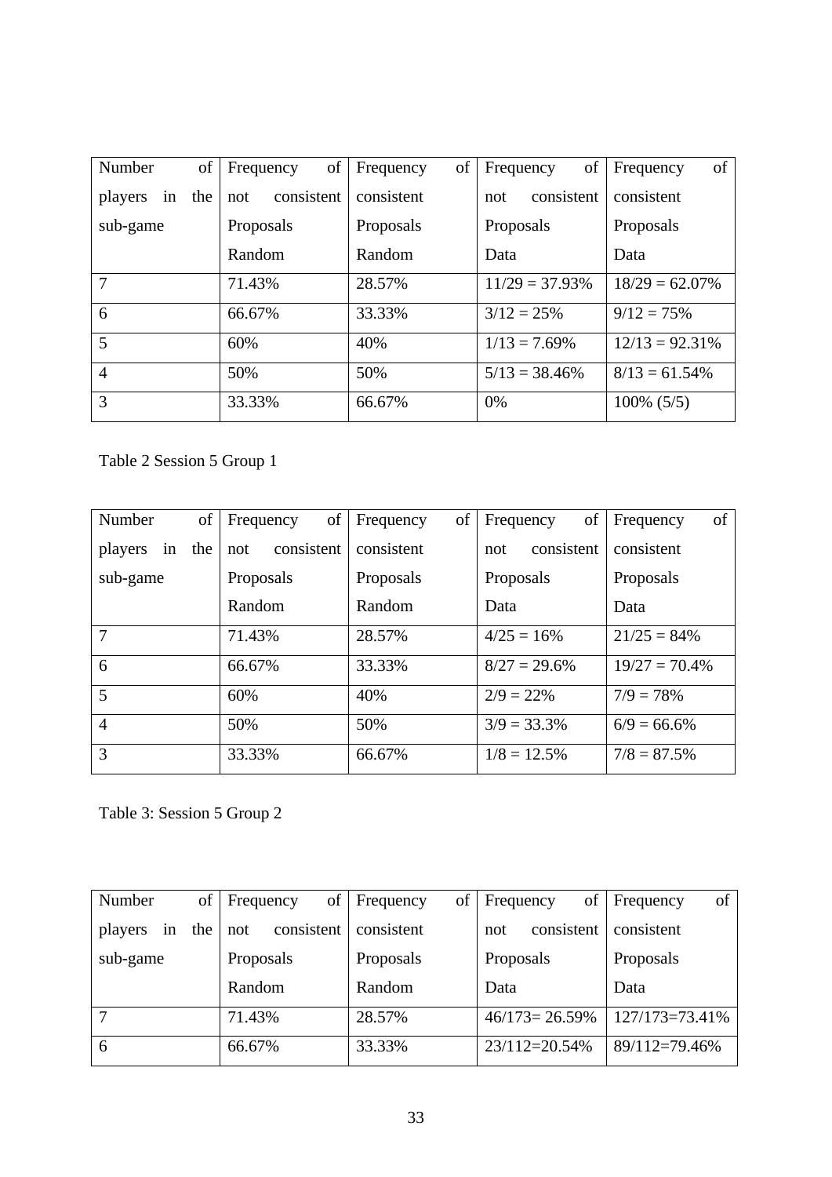| Number of players in the sub-game | Frequency of not consistent Proposals Random | Frequency of consistent Proposals Random | Frequency of not consistent Proposals Data | Frequency of consistent Proposals Data |
|---|---|---|---|---|
| 7 | 71.43% | 28.57% | 11/29 = 37.93% | 18/29 = 62.07% |
| 6 | 66.67% | 33.33% | 3/12 = 25% | 9/12 = 75% |
| 5 | 60% | 40% | 1/13 = 7.69% | 12/13 = 92.31% |
| 4 | 50% | 50% | 5/13 = 38.46% | 8/13 = 61.54% |
| 3 | 33.33% | 66.67% | 0% | 100% (5/5) |

Table 2 Session 5 Group 1

| Number of players in the sub-game | Frequency of not consistent Proposals Random | Frequency of consistent Proposals Random | Frequency of not consistent Proposals Data | Frequency of consistent Proposals Data |
|---|---|---|---|---|
| 7 | 71.43% | 28.57% | 4/25 = 16% | 21/25 = 84% |
| 6 | 66.67% | 33.33% | 8/27 = 29.6% | 19/27 = 70.4% |
| 5 | 60% | 40% | 2/9 = 22% | 7/9 = 78% |
| 4 | 50% | 50% | 3/9 = 33.3% | 6/9 = 66.6% |
| 3 | 33.33% | 66.67% | 1/8 = 12.5% | 7/8 = 87.5% |

Table 3: Session 5 Group 2

| Number of players in the sub-game | Frequency of not consistent Proposals Random | Frequency of consistent Proposals Random | Frequency of not consistent Proposals Data | Frequency of consistent Proposals Data |
|---|---|---|---|---|
| 7 | 71.43% | 28.57% | 46/173= 26.59% | 127/173=73.41% |
| 6 | 66.67% | 33.33% | 23/112=20.54% | 89/112=79.46% |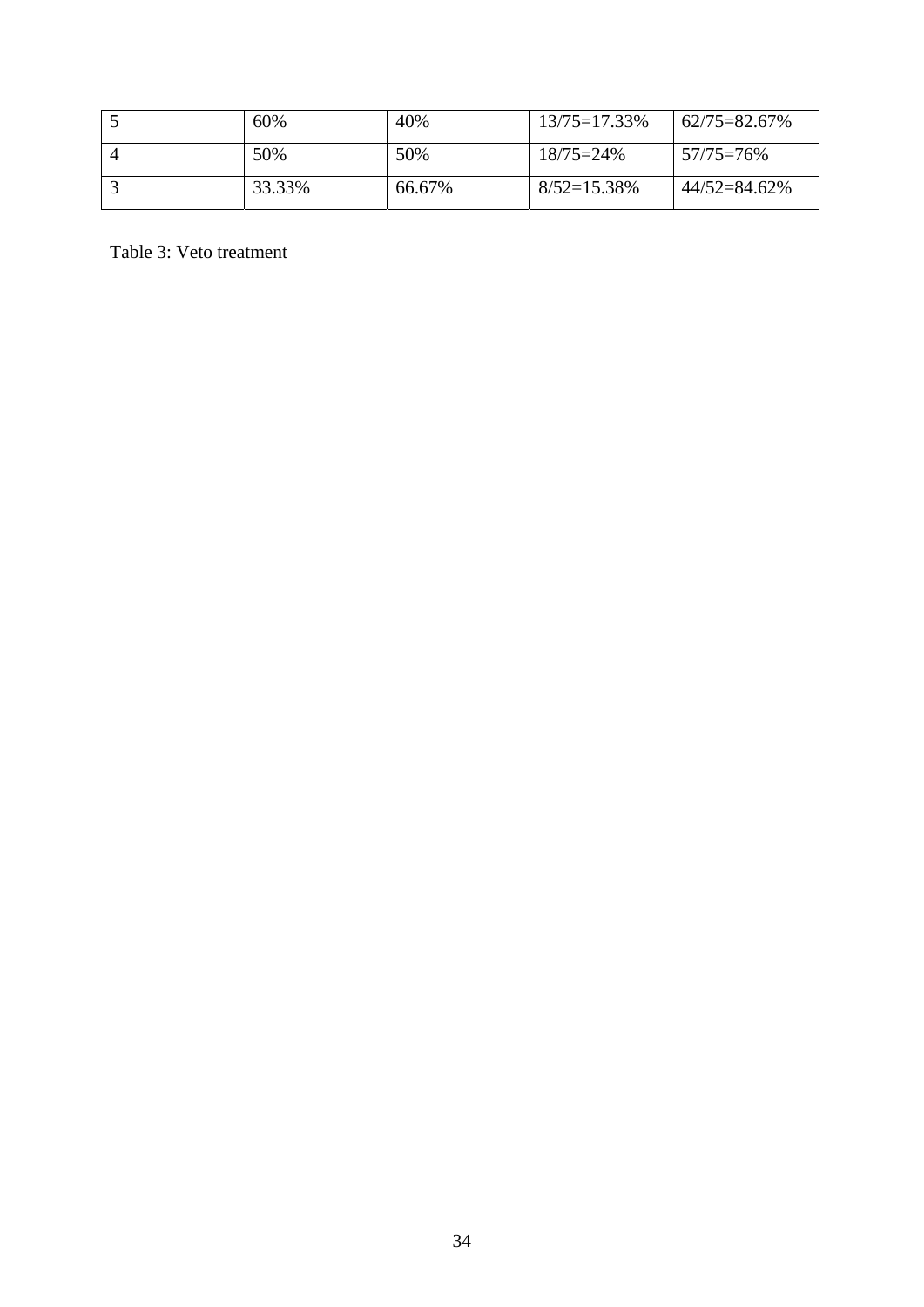| | | | | |
|---|---|---|---|---|
| 5 | 60% | 40% | 13/75=17.33% | 62/75=82.67% |
| 4 | 50% | 50% | 18/75=24% | 57/75=76% |
| 3 | 33.33% | 66.67% | 8/52=15.38% | 44/52=84.62% |

Table 3: Veto treatment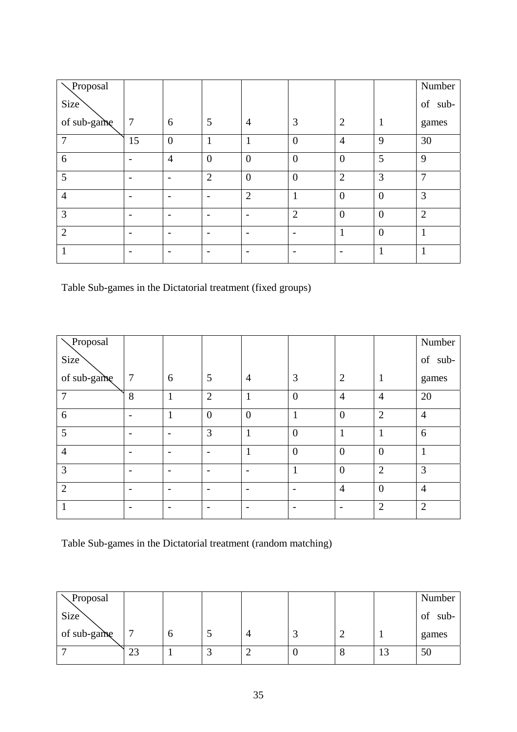| Proposal / Size of sub-game | 7 | 6 | 5 | 4 | 3 | 2 | 1 | Number of sub-games |
|---|---|---|---|---|---|---|---|---|
| 7 | 15 | 0 | 1 | 1 | 0 | 4 | 9 | 30 |
| 6 | - | 4 | 0 | 0 | 0 | 0 | 5 | 9 |
| 5 | - | - | 2 | 0 | 0 | 2 | 3 | 7 |
| 4 | - | - | - | 2 | 1 | 0 | 0 | 3 |
| 3 | - | - | - | - | 2 | 0 | 0 | 2 |
| 2 | - | - | - | - | - | 1 | 0 | 1 |
| 1 | - | - | - | - | - | - | 1 | 1 |

Table Sub-games in the Dictatorial treatment (fixed groups)

| Proposal / Size of sub-game | 7 | 6 | 5 | 4 | 3 | 2 | 1 | Number of sub-games |
|---|---|---|---|---|---|---|---|---|
| 7 | 8 | 1 | 2 | 1 | 0 | 4 | 4 | 20 |
| 6 | - | 1 | 0 | 0 | 1 | 0 | 2 | 4 |
| 5 | - | - | 3 | 1 | 0 | 1 | 1 | 6 |
| 4 | - | - | - | 1 | 0 | 0 | 0 | 1 |
| 3 | - | - | - | - | 1 | 0 | 2 | 3 |
| 2 | - | - | - | - | - | 4 | 0 | 4 |
| 1 | - | - | - | - | - | - | 2 | 2 |

Table Sub-games in the Dictatorial treatment (random matching)

| Proposal / Size of sub-game | 7 | 6 | 5 | 4 | 3 | 2 | 1 | Number of sub-games |
|---|---|---|---|---|---|---|---|---|
| 7 | 23 | 1 | 3 | 2 | 0 | 8 | 13 | 50 |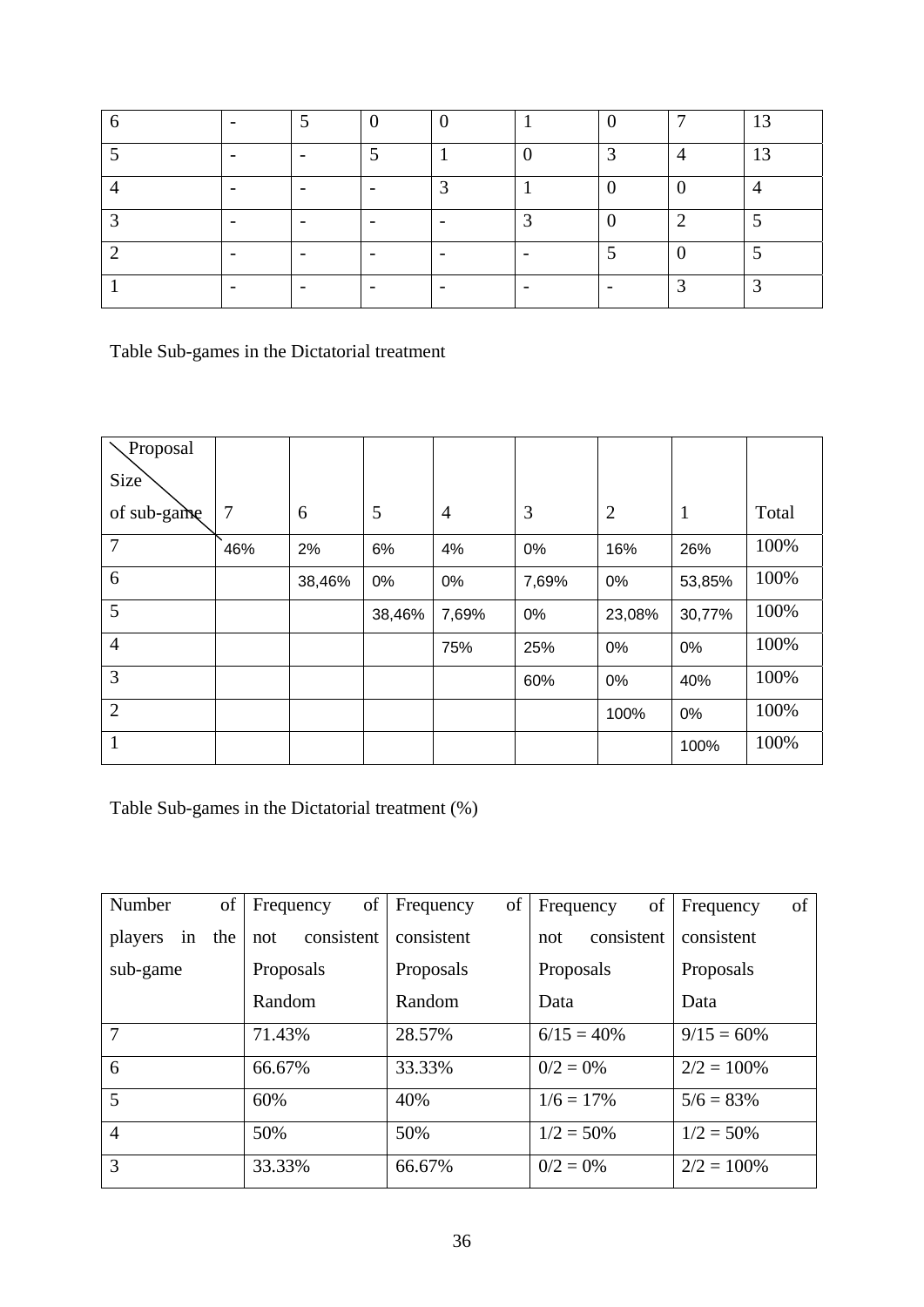| | | | | | | | | |
|---|---|---|---|---|---|---|---|---|
| 6 | - | 5 | 0 | 0 | 1 | 0 | 7 | 13 |
| 5 | - | - | 5 | 1 | 0 | 3 | 4 | 13 |
| 4 | - | - | - | 3 | 1 | 0 | 0 | 4 |
| 3 | - | - | - | - | 3 | 0 | 2 | 5 |
| 2 | - | - | - | - | - | 5 | 0 | 5 |
| 1 | - | - | - | - | - | - | 3 | 3 |

Table Sub-games in the Dictatorial treatment

| Proposal / Size of sub-game | 7 | 6 | 5 | 4 | 3 | 2 | 1 | Total |
|---|---|---|---|---|---|---|---|---|
| 7 | 46% | 2% | 6% | 4% | 0% | 16% | 26% | 100% |
| 6 | | 38,46% | 0% | 0% | 7,69% | 0% | 53,85% | 100% |
| 5 | | | 38,46% | 7,69% | 0% | 23,08% | 30,77% | 100% |
| 4 | | | | 75% | 25% | 0% | 0% | 100% |
| 3 | | | | | 60% | 0% | 40% | 100% |
| 2 | | | | | | 100% | 0% | 100% |
| 1 | | | | | | | 100% | 100% |

Table Sub-games in the Dictatorial treatment (%)

| Number of players in the sub-game | Frequency of not consistent Proposals Random | Frequency of consistent Proposals Random | Frequency of not consistent Proposals Data | Frequency of consistent Proposals Data |
|---|---|---|---|---|
| 7 | 71.43% | 28.57% | 6/15 = 40% | 9/15 = 60% |
| 6 | 66.67% | 33.33% | 0/2 = 0% | 2/2 = 100% |
| 5 | 60% | 40% | 1/6 = 17% | 5/6 = 83% |
| 4 | 50% | 50% | 1/2 = 50% | 1/2 = 50% |
| 3 | 33.33% | 66.67% | 0/2 = 0% | 2/2 = 100% |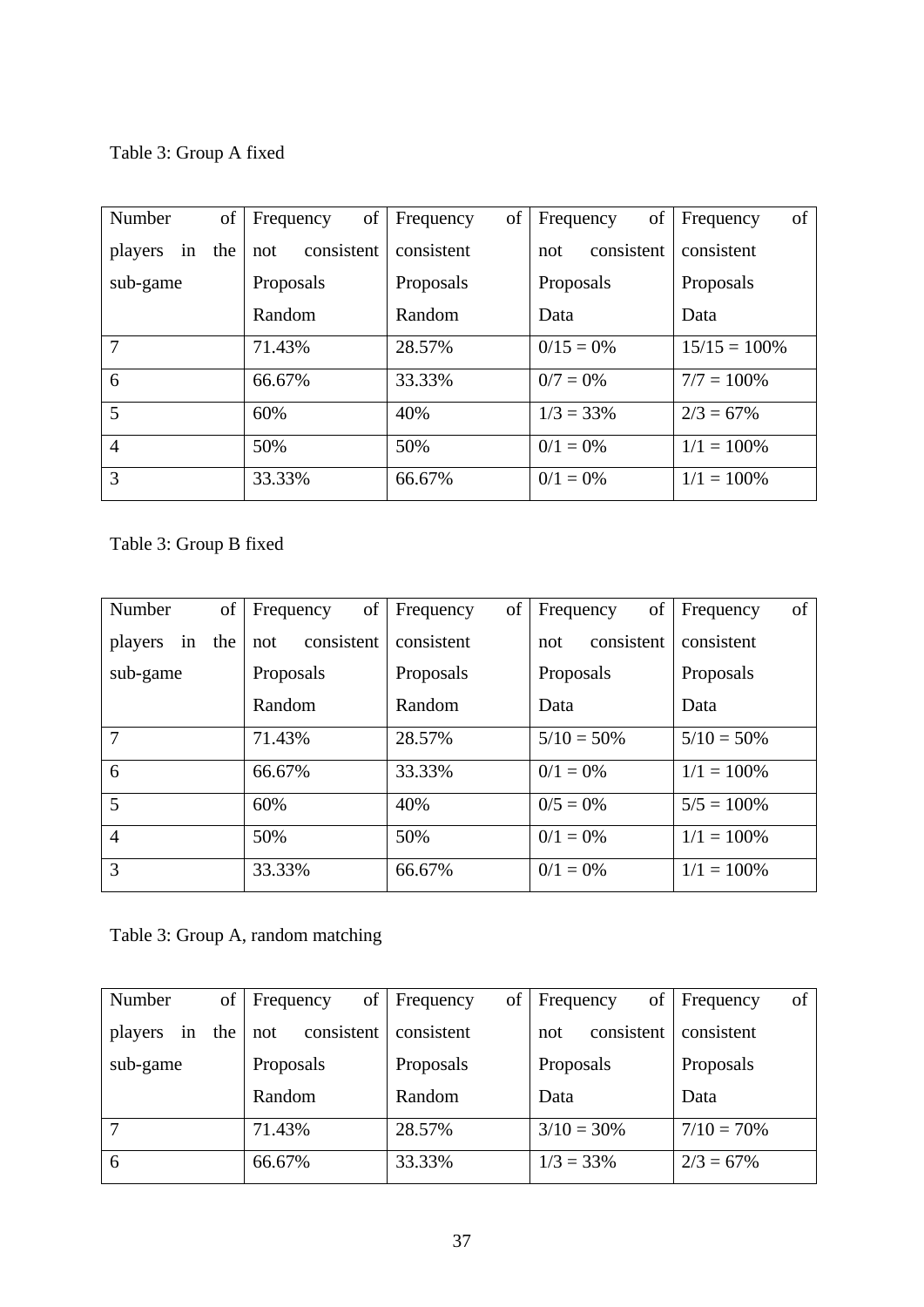Table 3: Group A fixed

| Number of players in the sub-game | Frequency of not consistent Proposals Random | Frequency of consistent Proposals Random | Frequency of not consistent Proposals Data | Frequency of consistent Proposals Data |
|---|---|---|---|---|
| 7 | 71.43% | 28.57% | 0/15 = 0% | 15/15 = 100% |
| 6 | 66.67% | 33.33% | 0/7 = 0% | 7/7 = 100% |
| 5 | 60% | 40% | 1/3 = 33% | 2/3 = 67% |
| 4 | 50% | 50% | 0/1 = 0% | 1/1 = 100% |
| 3 | 33.33% | 66.67% | 0/1 = 0% | 1/1 = 100% |

Table 3: Group B fixed

| Number of players in the sub-game | Frequency of not consistent Proposals Random | Frequency of consistent Proposals Random | Frequency of not consistent Proposals Data | Frequency of consistent Proposals Data |
|---|---|---|---|---|
| 7 | 71.43% | 28.57% | 5/10 = 50% | 5/10 = 50% |
| 6 | 66.67% | 33.33% | 0/1 = 0% | 1/1 = 100% |
| 5 | 60% | 40% | 0/5 = 0% | 5/5 = 100% |
| 4 | 50% | 50% | 0/1 = 0% | 1/1 = 100% |
| 3 | 33.33% | 66.67% | 0/1 = 0% | 1/1 = 100% |

Table 3: Group A, random matching

| Number of players in the sub-game | Frequency of not consistent Proposals Random | Frequency of consistent Proposals Random | Frequency of not consistent Proposals Data | Frequency of consistent Proposals Data |
|---|---|---|---|---|
| 7 | 71.43% | 28.57% | 3/10 = 30% | 7/10 = 70% |
| 6 | 66.67% | 33.33% | 1/3 = 33% | 2/3 = 67% |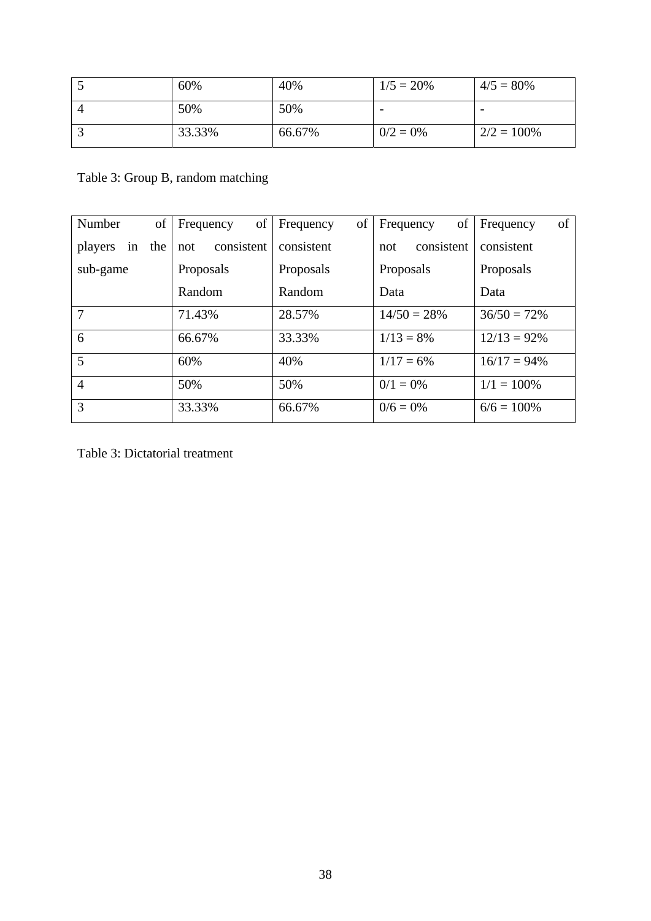| | | | | |
|---|---|---|---|---|
| 5 | 60% | 40% | 1/5 = 20% | 4/5 = 80% |
| 4 | 50% | 50% | - | - |
| 3 | 33.33% | 66.67% | 0/2 = 0% | 2/2 = 100% |

Table 3: Group B, random matching

| Number of players in the sub-game | Frequency of not consistent Proposals Random | Frequency of consistent Proposals Random | Frequency of not consistent Proposals Data | Frequency of consistent Proposals Data |
|---|---|---|---|---|
| 7 | 71.43% | 28.57% | 14/50 = 28% | 36/50 = 72% |
| 6 | 66.67% | 33.33% | 1/13 = 8% | 12/13 = 92% |
| 5 | 60% | 40% | 1/17 = 6% | 16/17 = 94% |
| 4 | 50% | 50% | 0/1 = 0% | 1/1 = 100% |
| 3 | 33.33% | 66.67% | 0/6 = 0% | 6/6 = 100% |

Table 3: Dictatorial treatment